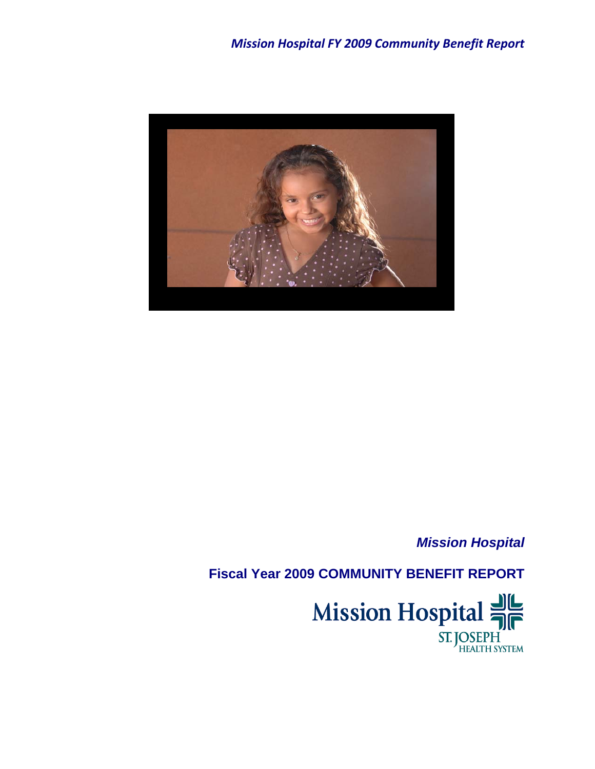*Mission Hospital FY 2009 Community Benefit Report*

***Mission Hospital***

**Fiscal Year 2009 COMMUNITY BENEFIT REPORT**

Mission Hospital
ST. JOSEPH HEALTH SYSTEM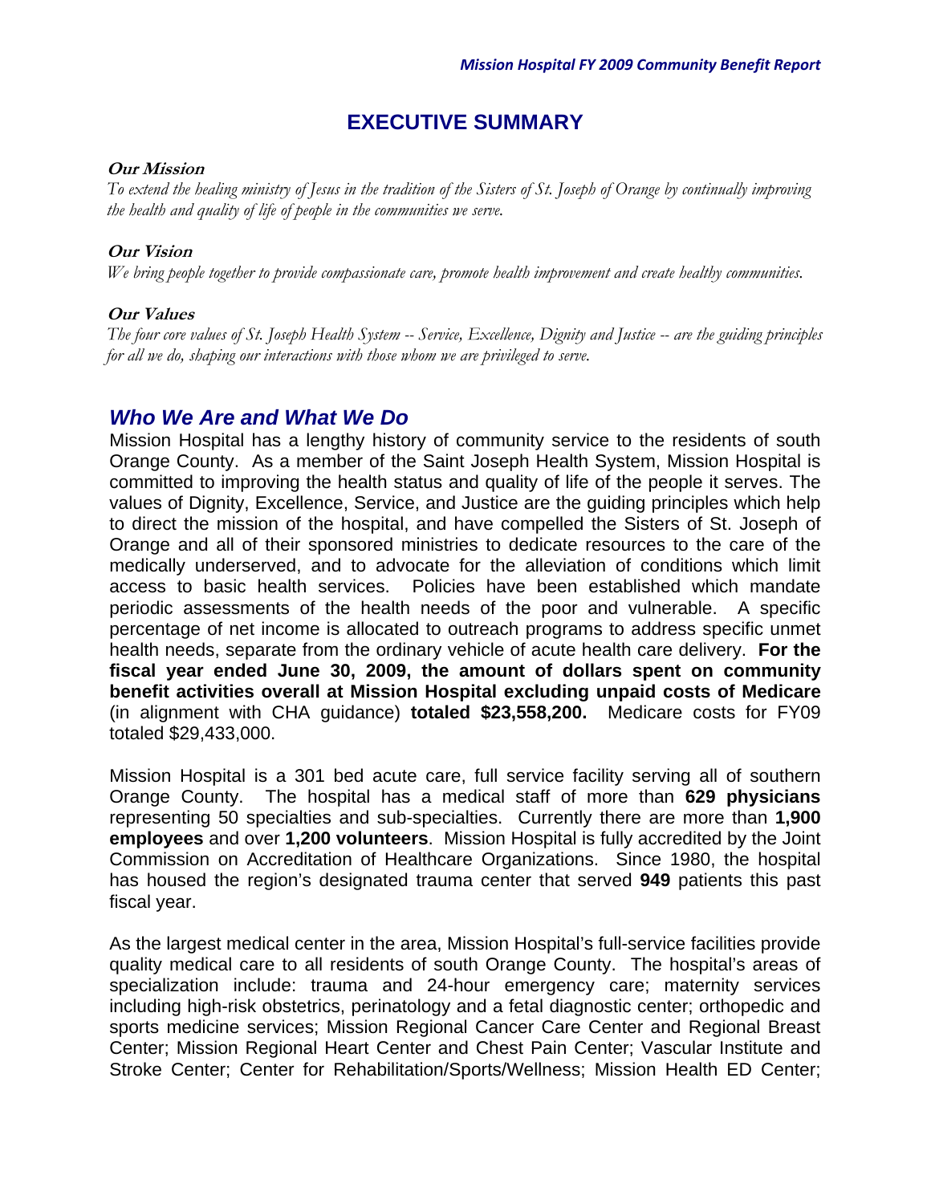# EXECUTIVE SUMMARY

**Our Mission**

*To extend the healing ministry of Jesus in the tradition of the Sisters of St. Joseph of Orange by continually improving the health and quality of life of people in the communities we serve.*

**Our Vision**

*We bring people together to provide compassionate care, promote health improvement and create healthy communities.*

**Our Values**

*The four core values of St. Joseph Health System -- Service, Excellence, Dignity and Justice -- are the guiding principles for all we do, shaping our interactions with those whom we are privileged to serve.*

## *Who We Are and What We Do*

Mission Hospital has a lengthy history of community service to the residents of south Orange County. As a member of the Saint Joseph Health System, Mission Hospital is committed to improving the health status and quality of life of the people it serves. The values of Dignity, Excellence, Service, and Justice are the guiding principles which help to direct the mission of the hospital, and have compelled the Sisters of St. Joseph of Orange and all of their sponsored ministries to dedicate resources to the care of the medically underserved, and to advocate for the alleviation of conditions which limit access to basic health services. Policies have been established which mandate periodic assessments of the health needs of the poor and vulnerable. A specific percentage of net income is allocated to outreach programs to address specific unmet health needs, separate from the ordinary vehicle of acute health care delivery. **For the fiscal year ended June 30, 2009, the amount of dollars spent on community benefit activities overall at Mission Hospital excluding unpaid costs of Medicare** (in alignment with CHA guidance) **totaled $23,558,200.** Medicare costs for FY09 totaled $29,433,000.

Mission Hospital is a 301 bed acute care, full service facility serving all of southern Orange County. The hospital has a medical staff of more than **629 physicians** representing 50 specialties and sub-specialties. Currently there are more than **1,900 employees** and over **1,200 volunteers**. Mission Hospital is fully accredited by the Joint Commission on Accreditation of Healthcare Organizations. Since 1980, the hospital has housed the region's designated trauma center that served **949** patients this past fiscal year.

As the largest medical center in the area, Mission Hospital's full-service facilities provide quality medical care to all residents of south Orange County. The hospital's areas of specialization include: trauma and 24-hour emergency care; maternity services including high-risk obstetrics, perinatology and a fetal diagnostic center; orthopedic and sports medicine services; Mission Regional Cancer Care Center and Regional Breast Center; Mission Regional Heart Center and Chest Pain Center; Vascular Institute and Stroke Center; Center for Rehabilitation/Sports/Wellness; Mission Health ED Center;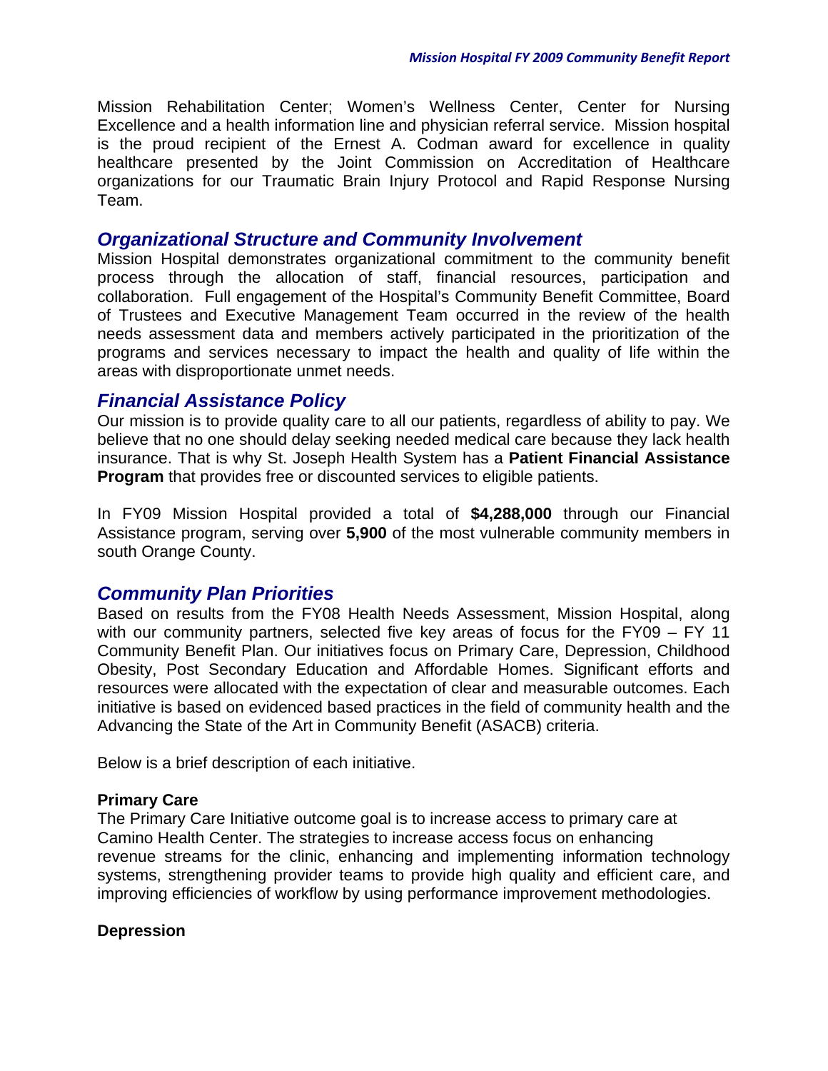Mission Rehabilitation Center; Women's Wellness Center, Center for Nursing Excellence and a health information line and physician referral service. Mission hospital is the proud recipient of the Ernest A. Codman award for excellence in quality healthcare presented by the Joint Commission on Accreditation of Healthcare organizations for our Traumatic Brain Injury Protocol and Rapid Response Nursing Team.

## *Organizational Structure and Community Involvement*

Mission Hospital demonstrates organizational commitment to the community benefit process through the allocation of staff, financial resources, participation and collaboration. Full engagement of the Hospital's Community Benefit Committee, Board of Trustees and Executive Management Team occurred in the review of the health needs assessment data and members actively participated in the prioritization of the programs and services necessary to impact the health and quality of life within the areas with disproportionate unmet needs.

## *Financial Assistance Policy*

Our mission is to provide quality care to all our patients, regardless of ability to pay. We believe that no one should delay seeking needed medical care because they lack health insurance. That is why St. Joseph Health System has a **Patient Financial Assistance Program** that provides free or discounted services to eligible patients.

In FY09 Mission Hospital provided a total of **$4,288,000** through our Financial Assistance program, serving over **5,900** of the most vulnerable community members in south Orange County.

## *Community Plan Priorities*

Based on results from the FY08 Health Needs Assessment, Mission Hospital, along with our community partners, selected five key areas of focus for the FY09 – FY 11 Community Benefit Plan. Our initiatives focus on Primary Care, Depression, Childhood Obesity, Post Secondary Education and Affordable Homes. Significant efforts and resources were allocated with the expectation of clear and measurable outcomes. Each initiative is based on evidenced based practices in the field of community health and the Advancing the State of the Art in Community Benefit (ASACB) criteria.

Below is a brief description of each initiative.

**Primary Care**

The Primary Care Initiative outcome goal is to increase access to primary care at Camino Health Center. The strategies to increase access focus on enhancing revenue streams for the clinic, enhancing and implementing information technology systems, strengthening provider teams to provide high quality and efficient care, and improving efficiencies of workflow by using performance improvement methodologies.

**Depression**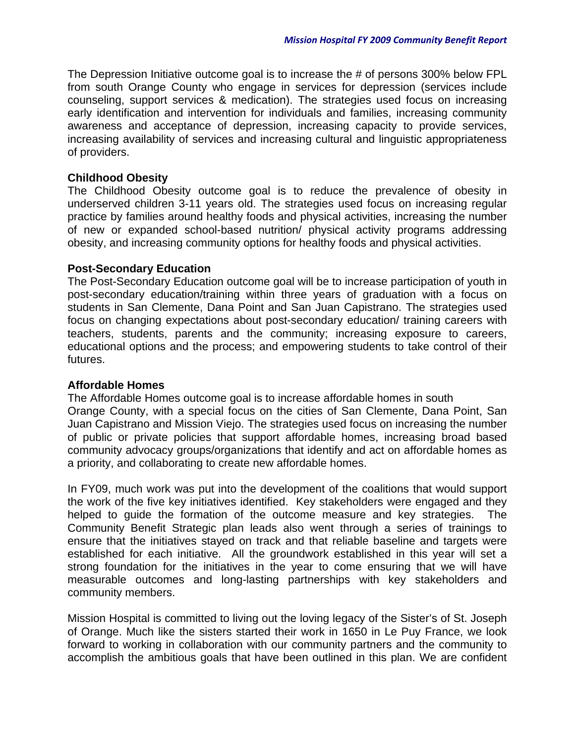The Depression Initiative outcome goal is to increase the # of persons 300% below FPL from south Orange County who engage in services for depression (services include counseling, support services & medication). The strategies used focus on increasing early identification and intervention for individuals and families, increasing community awareness and acceptance of depression, increasing capacity to provide services, increasing availability of services and increasing cultural and linguistic appropriateness of providers.

**Childhood Obesity**

The Childhood Obesity outcome goal is to reduce the prevalence of obesity in underserved children 3-11 years old. The strategies used focus on increasing regular practice by families around healthy foods and physical activities, increasing the number of new or expanded school-based nutrition/ physical activity programs addressing obesity, and increasing community options for healthy foods and physical activities.

**Post-Secondary Education**

The Post-Secondary Education outcome goal will be to increase participation of youth in post-secondary education/training within three years of graduation with a focus on students in San Clemente, Dana Point and San Juan Capistrano. The strategies used focus on changing expectations about post-secondary education/ training careers with teachers, students, parents and the community; increasing exposure to careers, educational options and the process; and empowering students to take control of their futures.

**Affordable Homes**

The Affordable Homes outcome goal is to increase affordable homes in south Orange County, with a special focus on the cities of San Clemente, Dana Point, San Juan Capistrano and Mission Viejo. The strategies used focus on increasing the number of public or private policies that support affordable homes, increasing broad based community advocacy groups/organizations that identify and act on affordable homes as a priority, and collaborating to create new affordable homes.

In FY09, much work was put into the development of the coalitions that would support the work of the five key initiatives identified. Key stakeholders were engaged and they helped to guide the formation of the outcome measure and key strategies. The Community Benefit Strategic plan leads also went through a series of trainings to ensure that the initiatives stayed on track and that reliable baseline and targets were established for each initiative. All the groundwork established in this year will set a strong foundation for the initiatives in the year to come ensuring that we will have measurable outcomes and long-lasting partnerships with key stakeholders and community members.

Mission Hospital is committed to living out the loving legacy of the Sister's of St. Joseph of Orange. Much like the sisters started their work in 1650 in Le Puy France, we look forward to working in collaboration with our community partners and the community to accomplish the ambitious goals that have been outlined in this plan. We are confident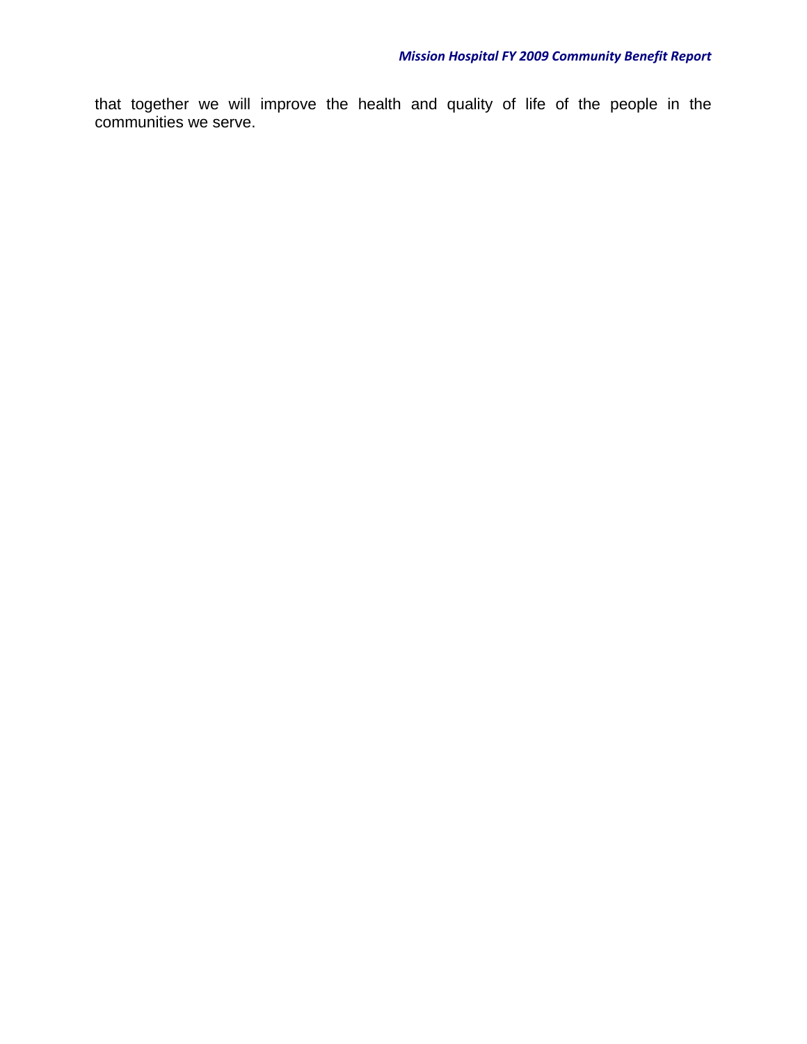that together we will improve the health and quality of life of the people in the communities we serve.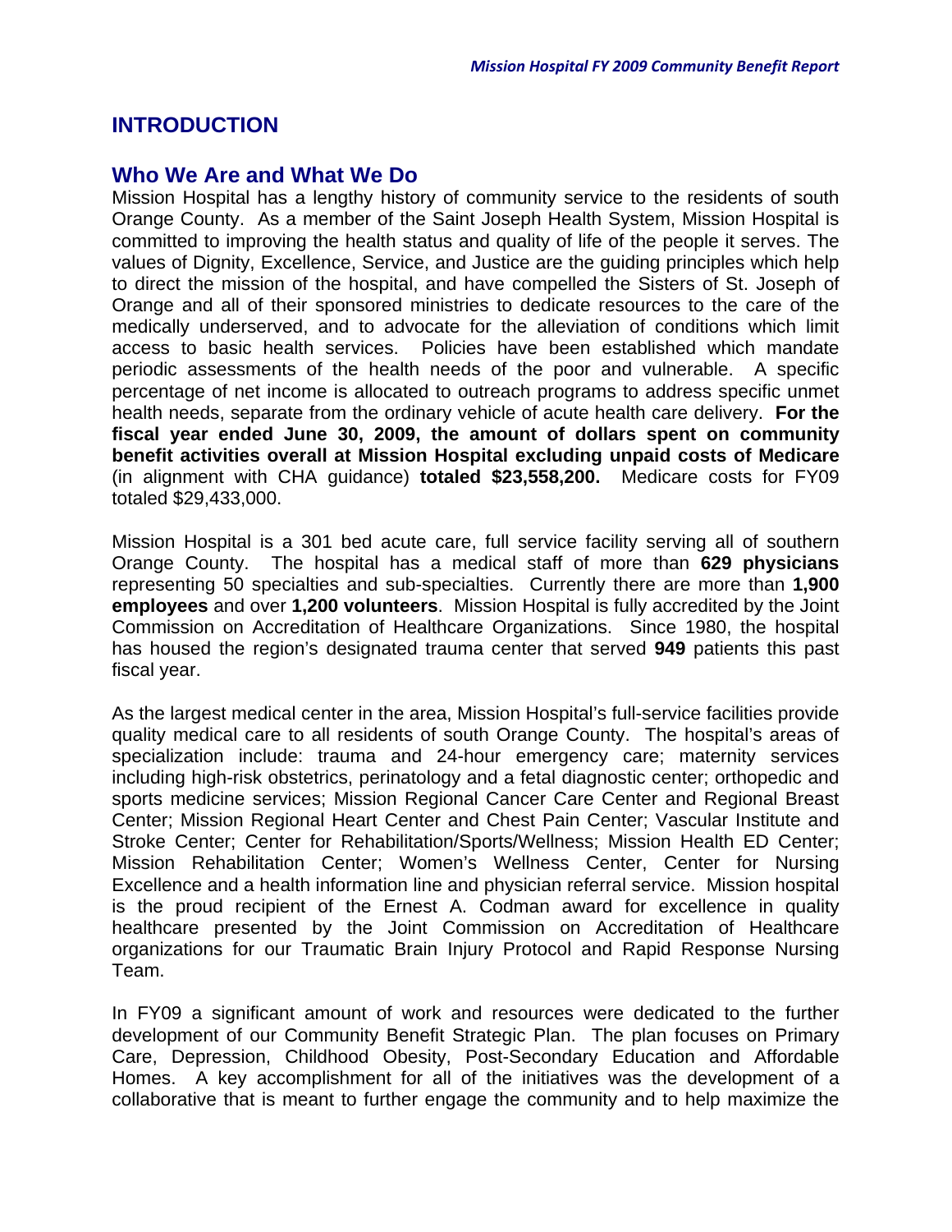# INTRODUCTION

## Who We Are and What We Do

Mission Hospital has a lengthy history of community service to the residents of south Orange County. As a member of the Saint Joseph Health System, Mission Hospital is committed to improving the health status and quality of life of the people it serves. The values of Dignity, Excellence, Service, and Justice are the guiding principles which help to direct the mission of the hospital, and have compelled the Sisters of St. Joseph of Orange and all of their sponsored ministries to dedicate resources to the care of the medically underserved, and to advocate for the alleviation of conditions which limit access to basic health services. Policies have been established which mandate periodic assessments of the health needs of the poor and vulnerable. A specific percentage of net income is allocated to outreach programs to address specific unmet health needs, separate from the ordinary vehicle of acute health care delivery. **For the fiscal year ended June 30, 2009, the amount of dollars spent on community benefit activities overall at Mission Hospital excluding unpaid costs of Medicare** (in alignment with CHA guidance) **totaled $23,558,200.** Medicare costs for FY09 totaled $29,433,000.

Mission Hospital is a 301 bed acute care, full service facility serving all of southern Orange County. The hospital has a medical staff of more than **629 physicians** representing 50 specialties and sub-specialties. Currently there are more than **1,900 employees** and over **1,200 volunteers**. Mission Hospital is fully accredited by the Joint Commission on Accreditation of Healthcare Organizations. Since 1980, the hospital has housed the region's designated trauma center that served **949** patients this past fiscal year.

As the largest medical center in the area, Mission Hospital's full-service facilities provide quality medical care to all residents of south Orange County. The hospital's areas of specialization include: trauma and 24-hour emergency care; maternity services including high-risk obstetrics, perinatology and a fetal diagnostic center; orthopedic and sports medicine services; Mission Regional Cancer Care Center and Regional Breast Center; Mission Regional Heart Center and Chest Pain Center; Vascular Institute and Stroke Center; Center for Rehabilitation/Sports/Wellness; Mission Health ED Center; Mission Rehabilitation Center; Women's Wellness Center, Center for Nursing Excellence and a health information line and physician referral service. Mission hospital is the proud recipient of the Ernest A. Codman award for excellence in quality healthcare presented by the Joint Commission on Accreditation of Healthcare organizations for our Traumatic Brain Injury Protocol and Rapid Response Nursing Team.

In FY09 a significant amount of work and resources were dedicated to the further development of our Community Benefit Strategic Plan. The plan focuses on Primary Care, Depression, Childhood Obesity, Post-Secondary Education and Affordable Homes. A key accomplishment for all of the initiatives was the development of a collaborative that is meant to further engage the community and to help maximize the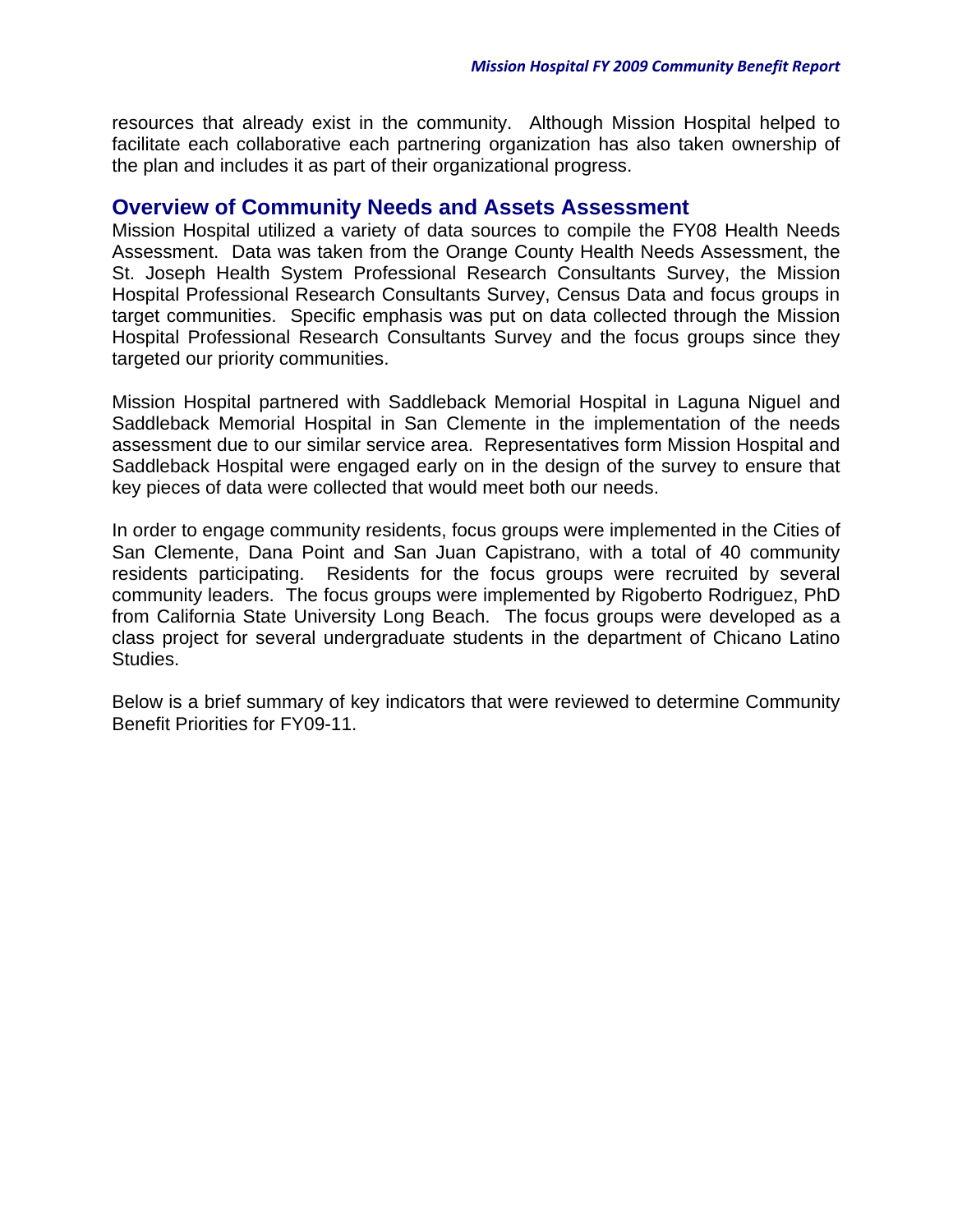resources that already exist in the community. Although Mission Hospital helped to facilitate each collaborative each partnering organization has also taken ownership of the plan and includes it as part of their organizational progress.

## Overview of Community Needs and Assets Assessment

Mission Hospital utilized a variety of data sources to compile the FY08 Health Needs Assessment. Data was taken from the Orange County Health Needs Assessment, the St. Joseph Health System Professional Research Consultants Survey, the Mission Hospital Professional Research Consultants Survey, Census Data and focus groups in target communities. Specific emphasis was put on data collected through the Mission Hospital Professional Research Consultants Survey and the focus groups since they targeted our priority communities.

Mission Hospital partnered with Saddleback Memorial Hospital in Laguna Niguel and Saddleback Memorial Hospital in San Clemente in the implementation of the needs assessment due to our similar service area. Representatives form Mission Hospital and Saddleback Hospital were engaged early on in the design of the survey to ensure that key pieces of data were collected that would meet both our needs.

In order to engage community residents, focus groups were implemented in the Cities of San Clemente, Dana Point and San Juan Capistrano, with a total of 40 community residents participating. Residents for the focus groups were recruited by several community leaders. The focus groups were implemented by Rigoberto Rodriguez, PhD from California State University Long Beach. The focus groups were developed as a class project for several undergraduate students in the department of Chicano Latino Studies.

Below is a brief summary of key indicators that were reviewed to determine Community Benefit Priorities for FY09-11.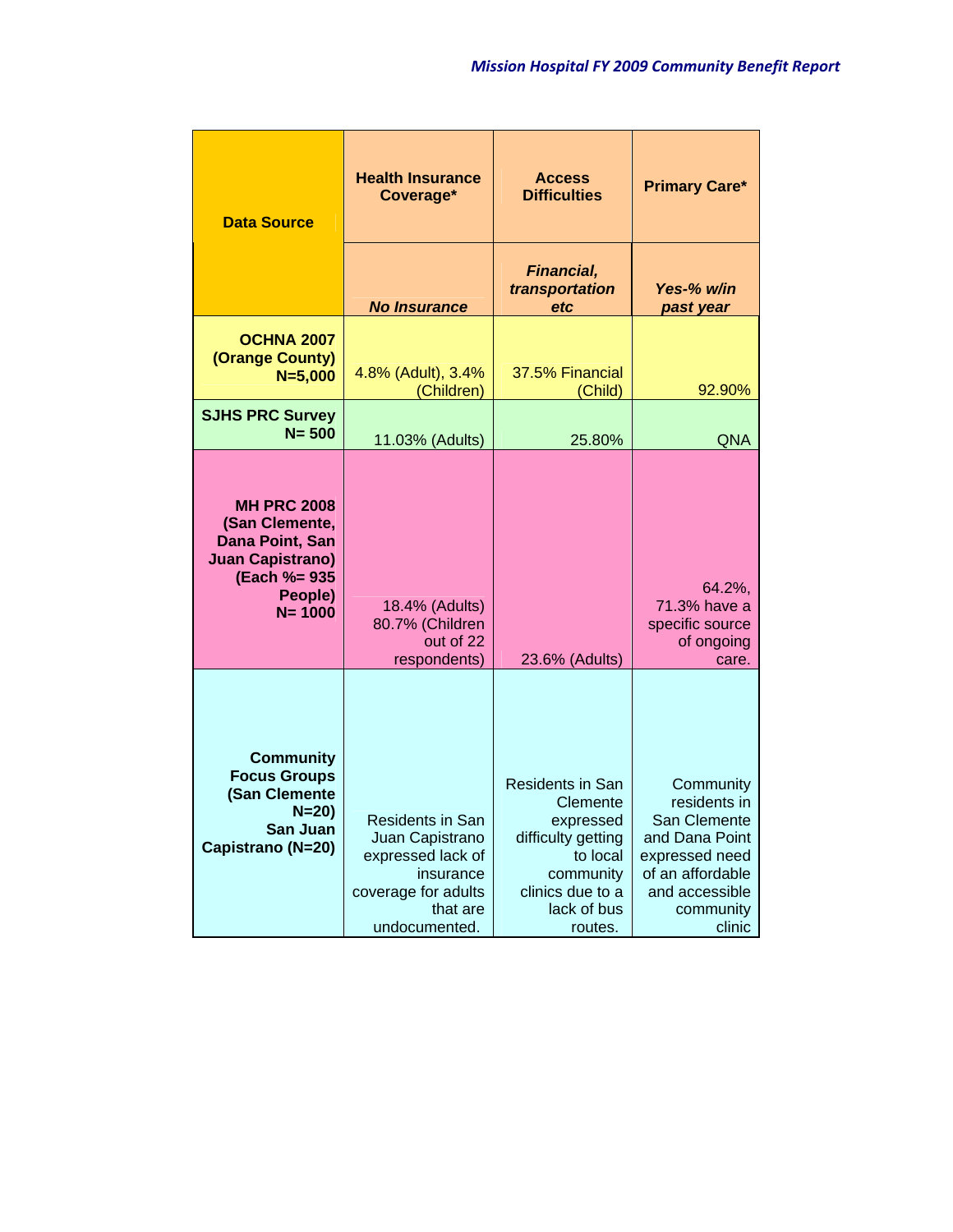| Data Source | Health Insurance Coverage* | Access Difficulties | Primary Care* |
|---|---|---|---|
| | ***No Insurance*** | ***Financial, transportation etc*** | ***Yes-% w/in past year*** |
| **OCHNA 2007 (Orange County) N=5,000** | 4.8% (Adult), 3.4% (Children) | 37.5% Financial (Child) | 92.90% |
| **SJHS PRC Survey N= 500** | 11.03% (Adults) | 25.80% | QNA |
| **MH PRC 2008 (San Clemente, Dana Point, San Juan Capistrano) (Each %= 935 People) N= 1000** | 18.4% (Adults) 80.7% (Children out of 22 respondents) | 23.6% (Adults) | 64.2%, 71.3% have a specific source of ongoing care. |
| **Community Focus Groups (San Clemente N=20) San Juan Capistrano (N=20)** | Residents in San Juan Capistrano expressed lack of insurance coverage for adults that are undocumented. | Residents in San Clemente expressed difficulty getting to local community clinics due to a lack of bus routes. | Community residents in San Clemente and Dana Point expressed need of an affordable and accessible community clinic |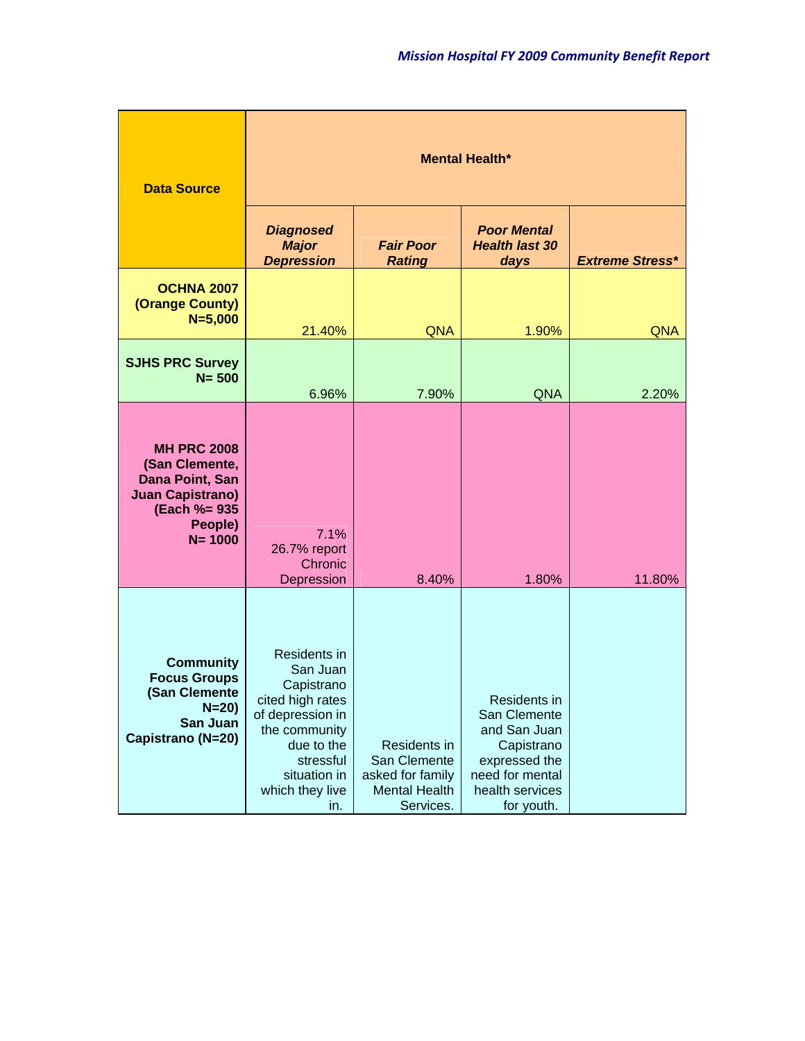| Data Source | Mental Health* | | | |
|---|---|---|---|---|
| | ***Diagnosed Major Depression*** | ***Fair Poor Rating*** | ***Poor Mental Health last 30 days*** | ***Extreme Stress**** |
| **OCHNA 2007 (Orange County) N=5,000** | 21.40% | QNA | 1.90% | QNA |
| **SJHS PRC Survey N= 500** | 6.96% | 7.90% | QNA | 2.20% |
| **MH PRC 2008 (San Clemente, Dana Point, San Juan Capistrano) (Each %= 935 People) N= 1000** | 7.1% 26.7% report Chronic Depression | 8.40% | 1.80% | 11.80% |
| **Community Focus Groups (San Clemente N=20) San Juan Capistrano (N=20)** | Residents in San Juan Capistrano cited high rates of depression in the community due to the stressful situation in which they live in. | Residents in San Clemente asked for family Mental Health Services. | Residents in San Clemente and San Juan Capistrano expressed the need for mental health services for youth. | |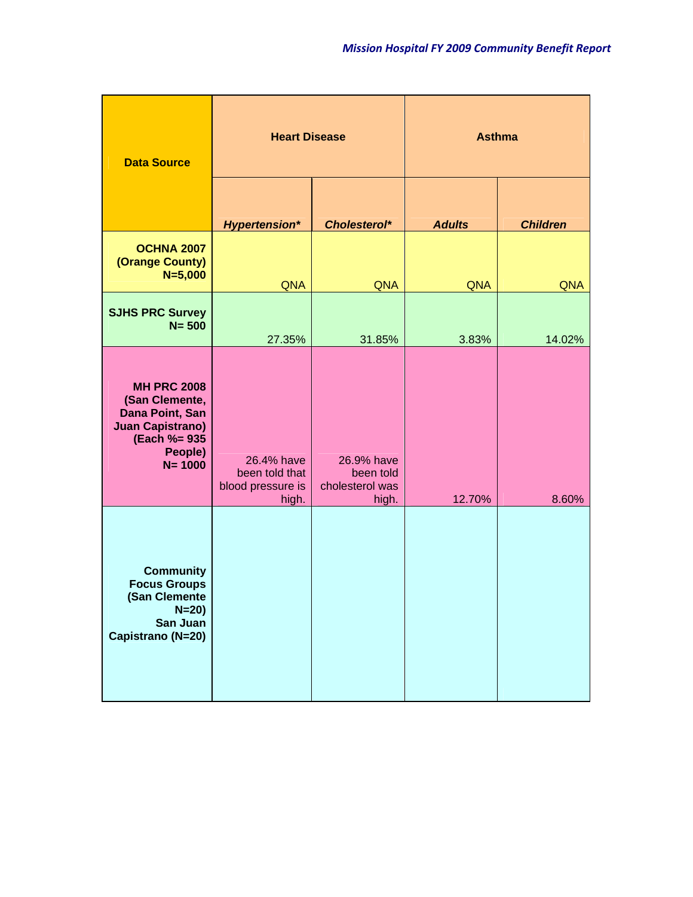| Data Source | Heart Disease | | Asthma | |
|---|---|---|---|---|
| | ***Hypertension**** | ***Cholesterol**** | ***Adults*** | ***Children*** |
| **OCHNA 2007 (Orange County) N=5,000** | QNA | QNA | QNA | QNA |
| **SJHS PRC Survey N= 500** | 27.35% | 31.85% | 3.83% | 14.02% |
| **MH PRC 2008 (San Clemente, Dana Point, San Juan Capistrano) (Each %= 935 People) N= 1000** | 26.4% have been told that blood pressure is high. | 26.9% have been told cholesterol was high. | 12.70% | 8.60% |
| **Community Focus Groups (San Clemente N=20) San Juan Capistrano (N=20)** | | | | |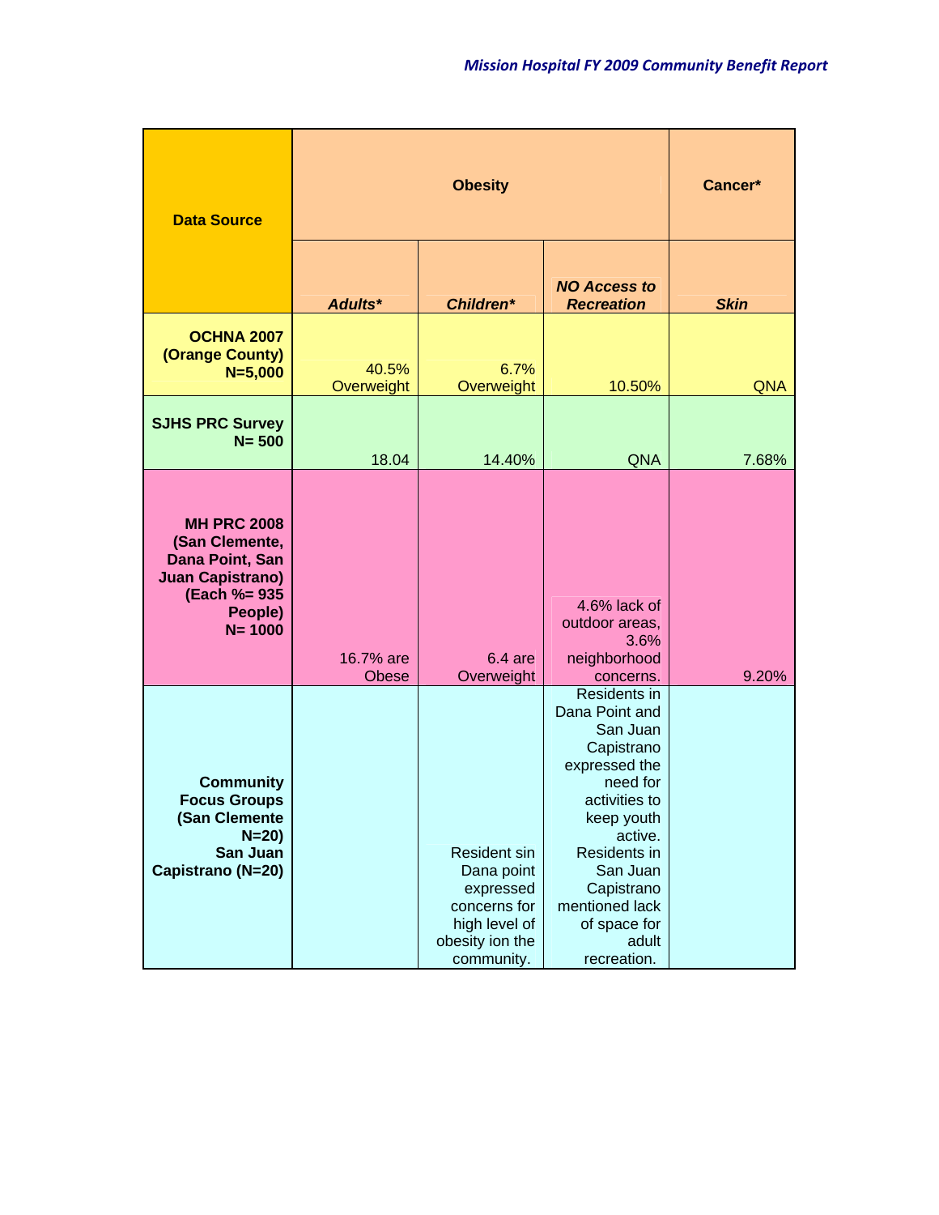| Data Source | Obesity | | | Cancer* |
|---|---|---|---|---|
| | *Adults** | *Children** | *NO Access to Recreation* | *Skin* |
| **OCHNA 2007 (Orange County) N=5,000** | 40.5% Overweight | 6.7% Overweight | 10.50% | QNA |
| **SJHS PRC Survey N= 500** | 18.04 | 14.40% | QNA | 7.68% |
| **MH PRC 2008 (San Clemente, Dana Point, San Juan Capistrano) (Each %= 935 People) N= 1000** | 16.7% are Obese | 6.4 are Overweight | 4.6% lack of outdoor areas, 3.6% neighborhood concerns. | 9.20% |
| **Community Focus Groups (San Clemente N=20) San Juan Capistrano (N=20)** | | Resident sin Dana point expressed concerns for high level of obesity ion the community. | Residents in Dana Point and San Juan Capistrano expressed the need for activities to keep youth active. Residents in San Juan Capistrano mentioned lack of space for adult recreation. | |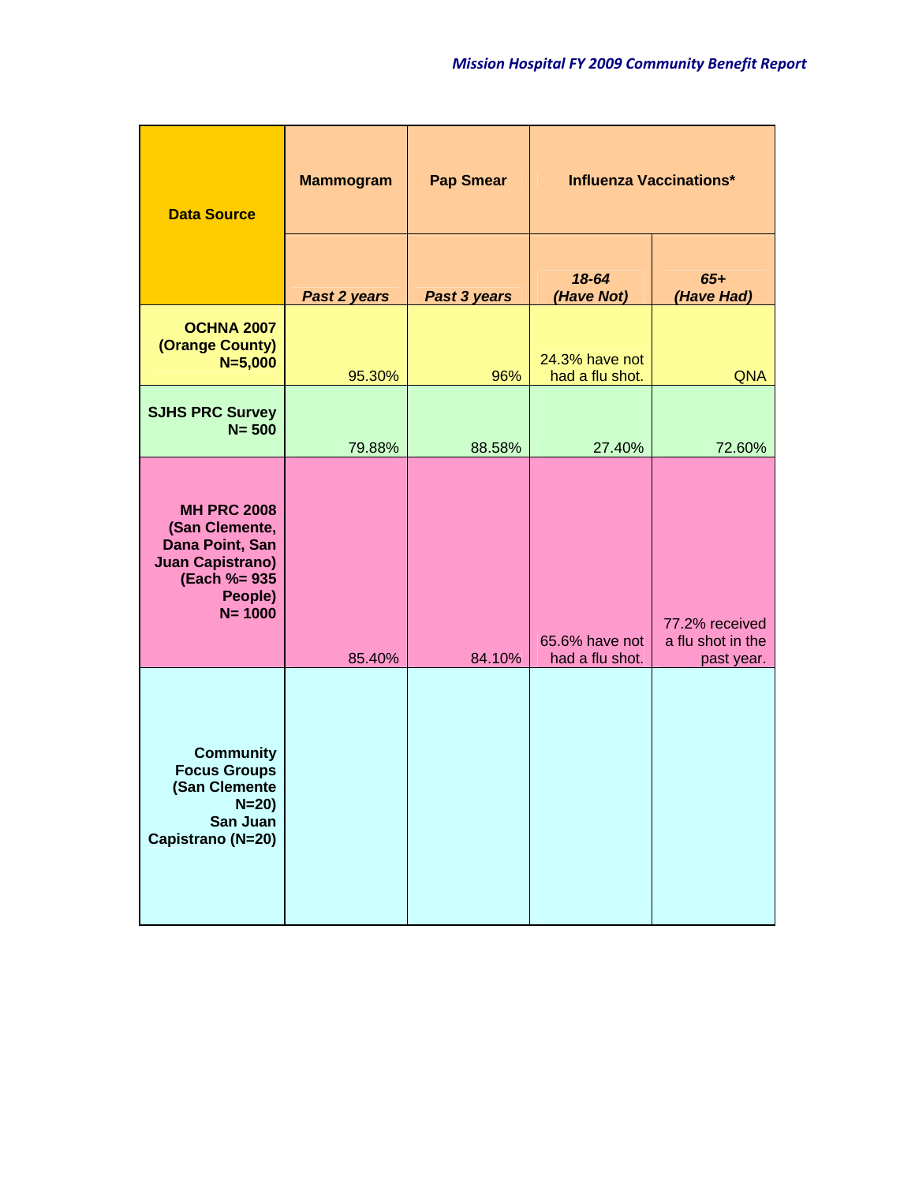| Data Source | Mammogram | Pap Smear | Influenza Vaccinations* | |
|---|---|---|---|---|
| | *Past 2 years* | *Past 3 years* | *18-64 (Have Not)* | *65+ (Have Had)* |
| **OCHNA 2007 (Orange County) N=5,000** | 95.30% | 96% | 24.3% have not had a flu shot. | QNA |
| **SJHS PRC Survey N= 500** | 79.88% | 88.58% | 27.40% | 72.60% |
| **MH PRC 2008 (San Clemente, Dana Point, San Juan Capistrano) (Each %= 935 People) N= 1000** | 85.40% | 84.10% | 65.6% have not had a flu shot. | 77.2% received a flu shot in the past year. |
| **Community Focus Groups (San Clemente N=20) San Juan Capistrano (N=20)** | | | | |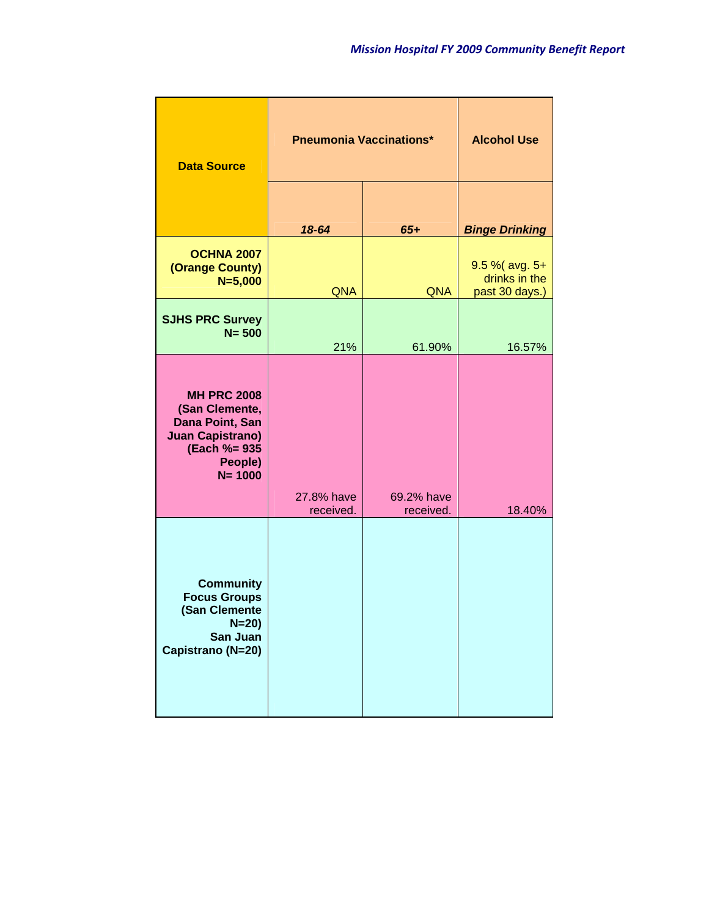| Data Source | Pneumonia Vaccinations* | | Alcohol Use |
|---|---|---|---|
| | *18-64* | *65+* | *Binge Drinking* |
| **OCHNA 2007 (Orange County) N=5,000** | QNA | QNA | 9.5 %( avg. 5+ drinks in the past 30 days.) |
| **SJHS PRC Survey N= 500** | 21% | 61.90% | 16.57% |
| **MH PRC 2008 (San Clemente, Dana Point, San Juan Capistrano) (Each %= 935 People) N= 1000** | 27.8% have received. | 69.2% have received. | 18.40% |
| **Community Focus Groups (San Clemente N=20) San Juan Capistrano (N=20)** | | | |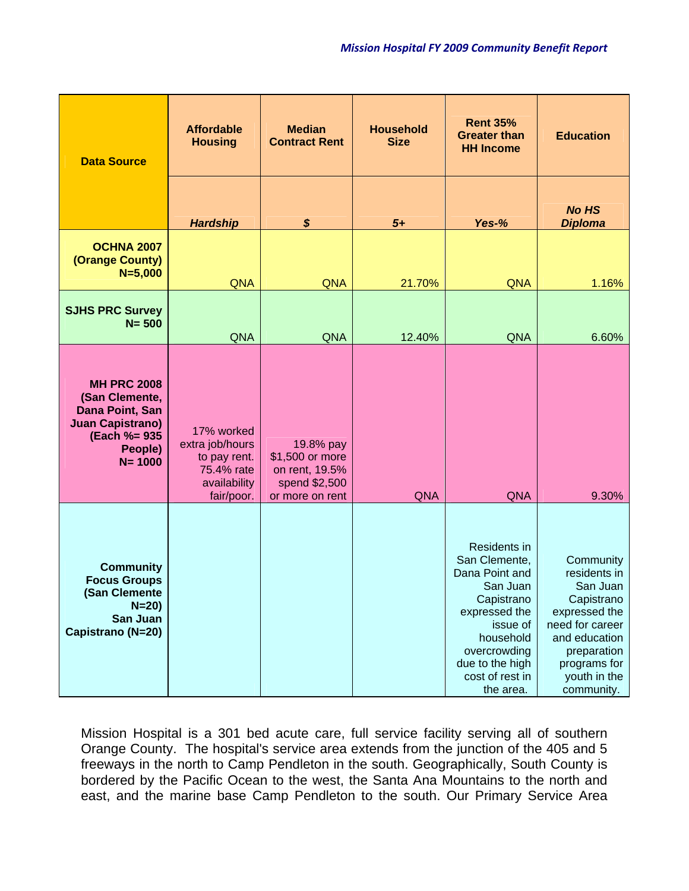| Data Source | Affordable Housing | Median Contract Rent | Household Size | Rent 35% Greater than HH Income | Education |
|---|---|---|---|---|---|
| | ***Hardship*** | ***$*** | ***5+*** | ***Yes-%*** | ***No HS Diploma*** |
| **OCHNA 2007 (Orange County) N=5,000** | QNA | QNA | 21.70% | QNA | 1.16% |
| **SJHS PRC Survey N= 500** | QNA | QNA | 12.40% | QNA | 6.60% |
| **MH PRC 2008 (San Clemente, Dana Point, San Juan Capistrano) (Each %= 935 People) N= 1000** | 17% worked extra job/hours to pay rent. 75.4% rate availability fair/poor. | 19.8% pay $1,500 or more on rent, 19.5% spend $2,500 or more on rent | QNA | QNA | 9.30% |
| **Community Focus Groups (San Clemente N=20) San Juan Capistrano (N=20)** | | | | Residents in San Clemente, Dana Point and San Juan Capistrano expressed the issue of household overcrowding due to the high cost of rest in the area. | Community residents in San Juan Capistrano expressed the need for career and education preparation programs for youth in the community. |

Mission Hospital is a 301 bed acute care, full service facility serving all of southern Orange County. The hospital's service area extends from the junction of the 405 and 5 freeways in the north to Camp Pendleton in the south. Geographically, South County is bordered by the Pacific Ocean to the west, the Santa Ana Mountains to the north and east, and the marine base Camp Pendleton to the south. Our Primary Service Area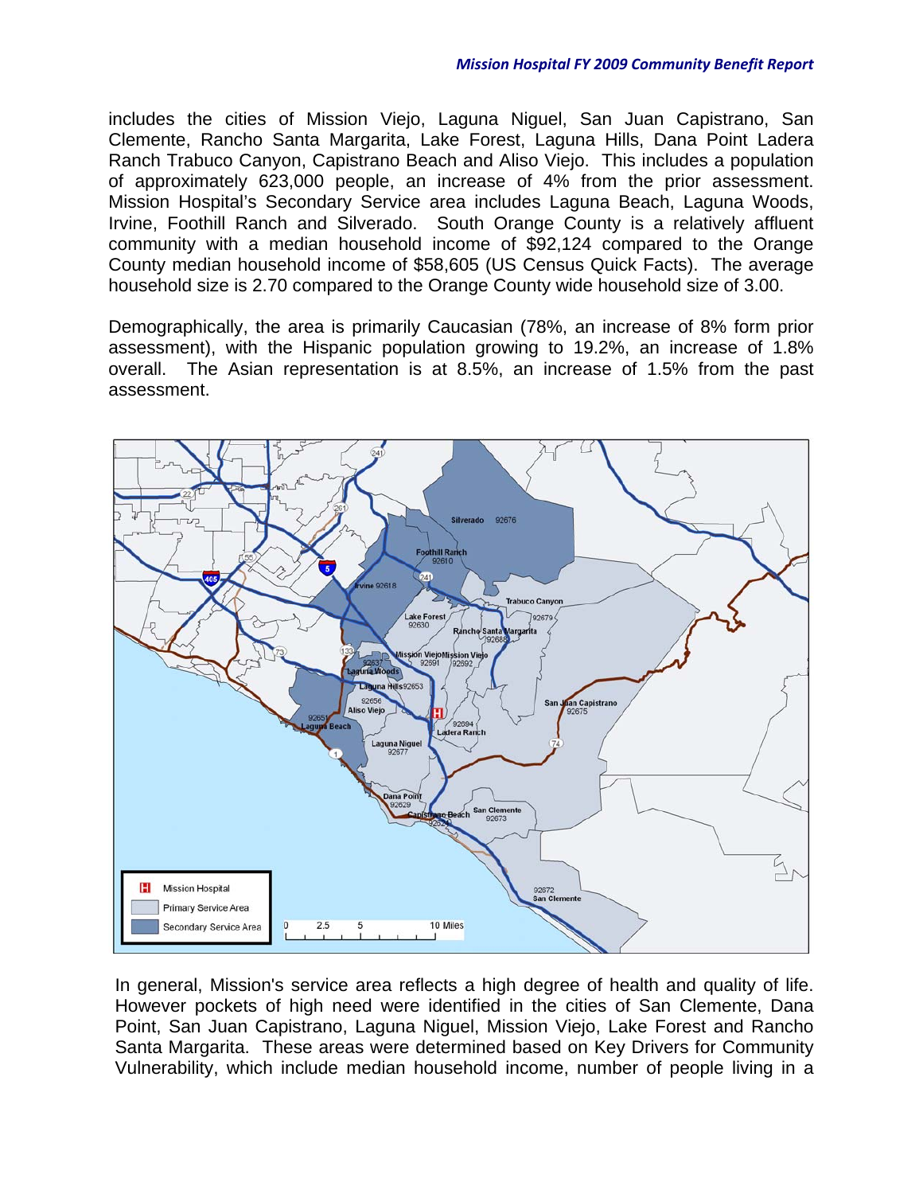includes the cities of Mission Viejo, Laguna Niguel, San Juan Capistrano, San Clemente, Rancho Santa Margarita, Lake Forest, Laguna Hills, Dana Point Ladera Ranch Trabuco Canyon, Capistrano Beach and Aliso Viejo. This includes a population of approximately 623,000 people, an increase of 4% from the prior assessment. Mission Hospital's Secondary Service area includes Laguna Beach, Laguna Woods, Irvine, Foothill Ranch and Silverado. South Orange County is a relatively affluent community with a median household income of $92,124 compared to the Orange County median household income of $58,605 (US Census Quick Facts). The average household size is 2.70 compared to the Orange County wide household size of 3.00.

Demographically, the area is primarily Caucasian (78%, an increase of 8% form prior assessment), with the Hispanic population growing to 19.2%, an increase of 1.8% overall. The Asian representation is at 8.5%, an increase of 1.5% from the past assessment.

In general, Mission's service area reflects a high degree of health and quality of life. However pockets of high need were identified in the cities of San Clemente, Dana Point, San Juan Capistrano, Laguna Niguel, Mission Viejo, Lake Forest and Rancho Santa Margarita. These areas were determined based on Key Drivers for Community Vulnerability, which include median household income, number of people living in a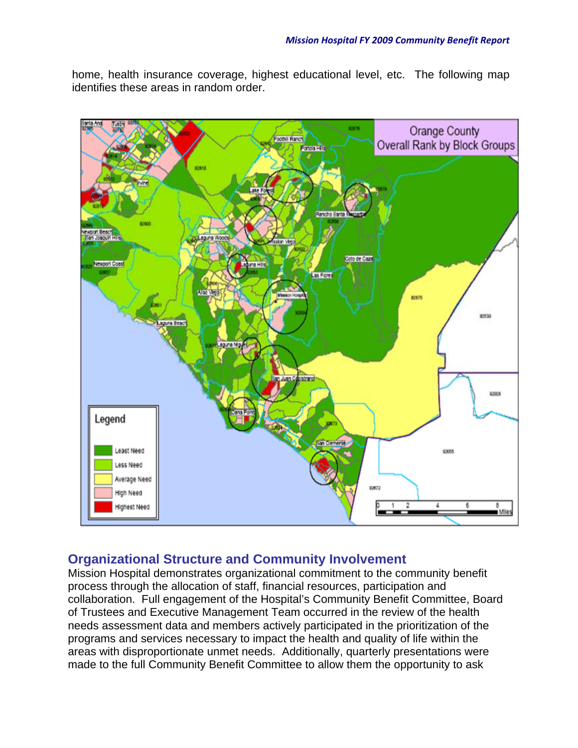home, health insurance coverage, highest educational level, etc. The following map identifies these areas in random order.

## Organizational Structure and Community Involvement

Mission Hospital demonstrates organizational commitment to the community benefit process through the allocation of staff, financial resources, participation and collaboration. Full engagement of the Hospital's Community Benefit Committee, Board of Trustees and Executive Management Team occurred in the review of the health needs assessment data and members actively participated in the prioritization of the programs and services necessary to impact the health and quality of life within the areas with disproportionate unmet needs. Additionally, quarterly presentations were made to the full Community Benefit Committee to allow them the opportunity to ask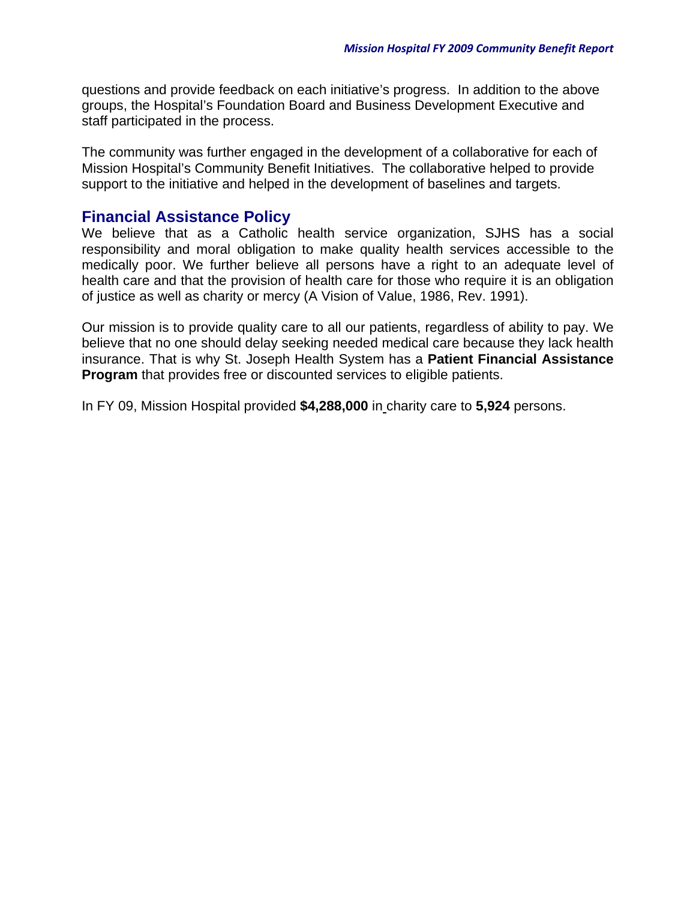questions and provide feedback on each initiative's progress. In addition to the above groups, the Hospital's Foundation Board and Business Development Executive and staff participated in the process.

The community was further engaged in the development of a collaborative for each of Mission Hospital's Community Benefit Initiatives. The collaborative helped to provide support to the initiative and helped in the development of baselines and targets.

## Financial Assistance Policy

We believe that as a Catholic health service organization, SJHS has a social responsibility and moral obligation to make quality health services accessible to the medically poor. We further believe all persons have a right to an adequate level of health care and that the provision of health care for those who require it is an obligation of justice as well as charity or mercy (A Vision of Value, 1986, Rev. 1991).

Our mission is to provide quality care to all our patients, regardless of ability to pay. We believe that no one should delay seeking needed medical care because they lack health insurance. That is why St. Joseph Health System has a **Patient Financial Assistance Program** that provides free or discounted services to eligible patients.

In FY 09, Mission Hospital provided **$4,288,000** in charity care to **5,924** persons.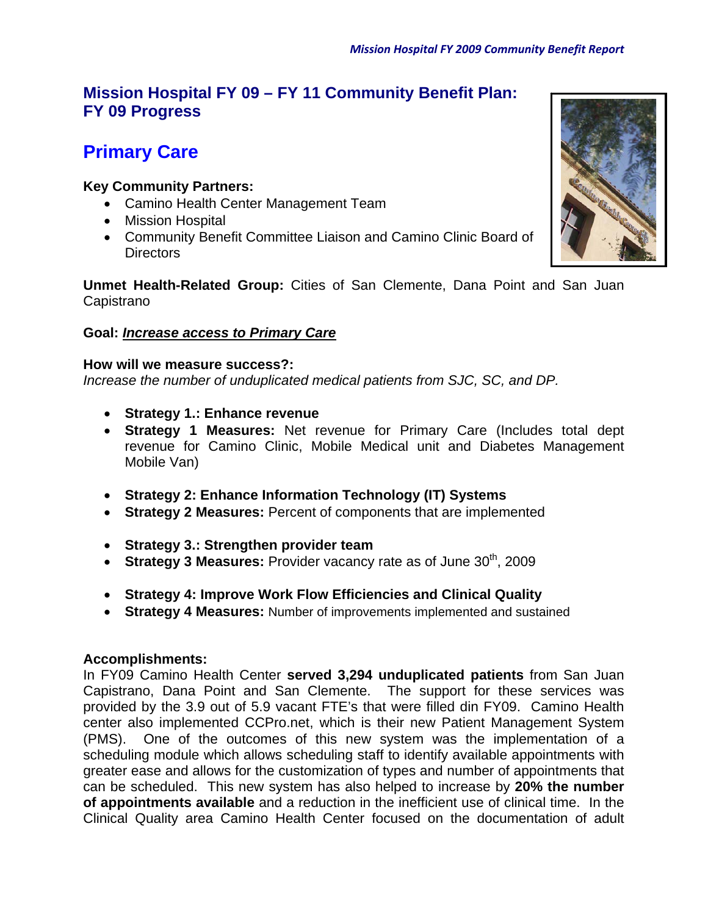## Mission Hospital FY 09 – FY 11 Community Benefit Plan: FY 09 Progress

## Primary Care

**Key Community Partners:**

- Camino Health Center Management Team
- Mission Hospital
- Community Benefit Committee Liaison and Camino Clinic Board of Directors

**Unmet Health-Related Group:** Cities of San Clemente, Dana Point and San Juan Capistrano

**Goal:** ***Increase access to Primary Care***

**How will we measure success?:**
*Increase the number of unduplicated medical patients from SJC, SC, and DP.*

- **Strategy 1.: Enhance revenue**
- **Strategy 1 Measures:** Net revenue for Primary Care (Includes total dept revenue for Camino Clinic, Mobile Medical unit and Diabetes Management Mobile Van)

- **Strategy 2: Enhance Information Technology (IT) Systems**
- **Strategy 2 Measures:** Percent of components that are implemented

- **Strategy 3.: Strengthen provider team**
- **Strategy 3 Measures:** Provider vacancy rate as of June 30th, 2009

- **Strategy 4: Improve Work Flow Efficiencies and Clinical Quality**
- **Strategy 4 Measures:** Number of improvements implemented and sustained

**Accomplishments:**
In FY09 Camino Health Center **served 3,294 unduplicated patients** from San Juan Capistrano, Dana Point and San Clemente. The support for these services was provided by the 3.9 out of 5.9 vacant FTE's that were filled din FY09. Camino Health center also implemented CCPro.net, which is their new Patient Management System (PMS). One of the outcomes of this new system was the implementation of a scheduling module which allows scheduling staff to identify available appointments with greater ease and allows for the customization of types and number of appointments that can be scheduled. This new system has also helped to increase by **20% the number of appointments available** and a reduction in the inefficient use of clinical time. In the Clinical Quality area Camino Health Center focused on the documentation of adult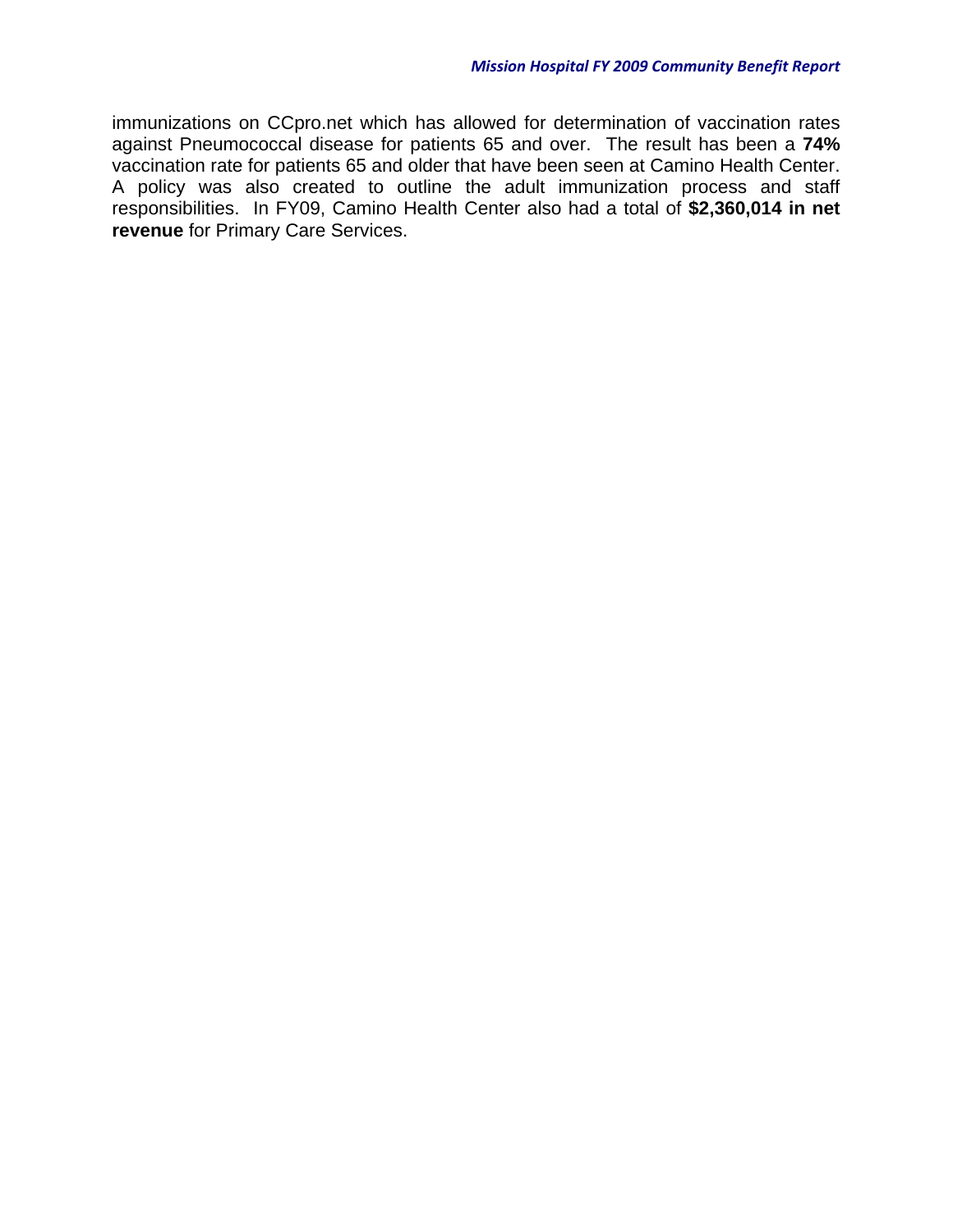immunizations on CCpro.net which has allowed for determination of vaccination rates against Pneumococcal disease for patients 65 and over. The result has been a **74%** vaccination rate for patients 65 and older that have been seen at Camino Health Center. A policy was also created to outline the adult immunization process and staff responsibilities. In FY09, Camino Health Center also had a total of **$2,360,014 in net revenue** for Primary Care Services.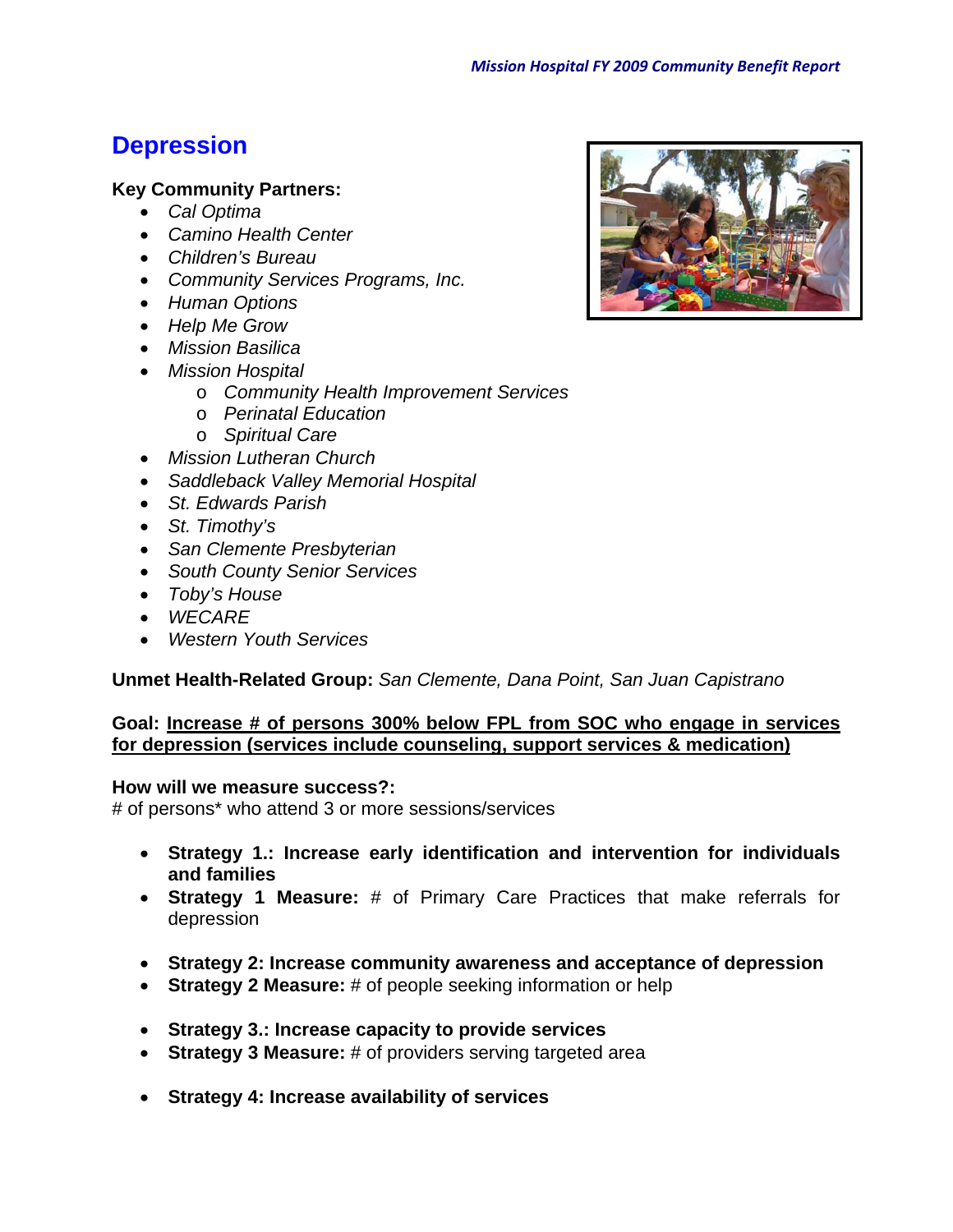# Depression

**Key Community Partners:**

- *Cal Optima*
- *Camino Health Center*
- *Children's Bureau*
- *Community Services Programs, Inc.*
- *Human Options*
- *Help Me Grow*
- *Mission Basilica*
- *Mission Hospital*
    - *Community Health Improvement Services*
    - *Perinatal Education*
    - *Spiritual Care*
- *Mission Lutheran Church*
- *Saddleback Valley Memorial Hospital*
- *St. Edwards Parish*
- *St. Timothy's*
- *San Clemente Presbyterian*
- *South County Senior Services*
- *Toby's House*
- *WECARE*
- *Western Youth Services*

**Unmet Health-Related Group:** *San Clemente, Dana Point, San Juan Capistrano*

**Goal: Increase # of persons 300% below FPL from SOC who engage in services for depression (services include counseling, support services & medication)**

**How will we measure success?:**
# of persons* who attend 3 or more sessions/services

- **Strategy 1.: Increase early identification and intervention for individuals and families**
- **Strategy 1 Measure:** # of Primary Care Practices that make referrals for depression

- **Strategy 2: Increase community awareness and acceptance of depression**
- **Strategy 2 Measure:** # of people seeking information or help

- **Strategy 3.: Increase capacity to provide services**
- **Strategy 3 Measure:** # of providers serving targeted area

- **Strategy 4: Increase availability of services**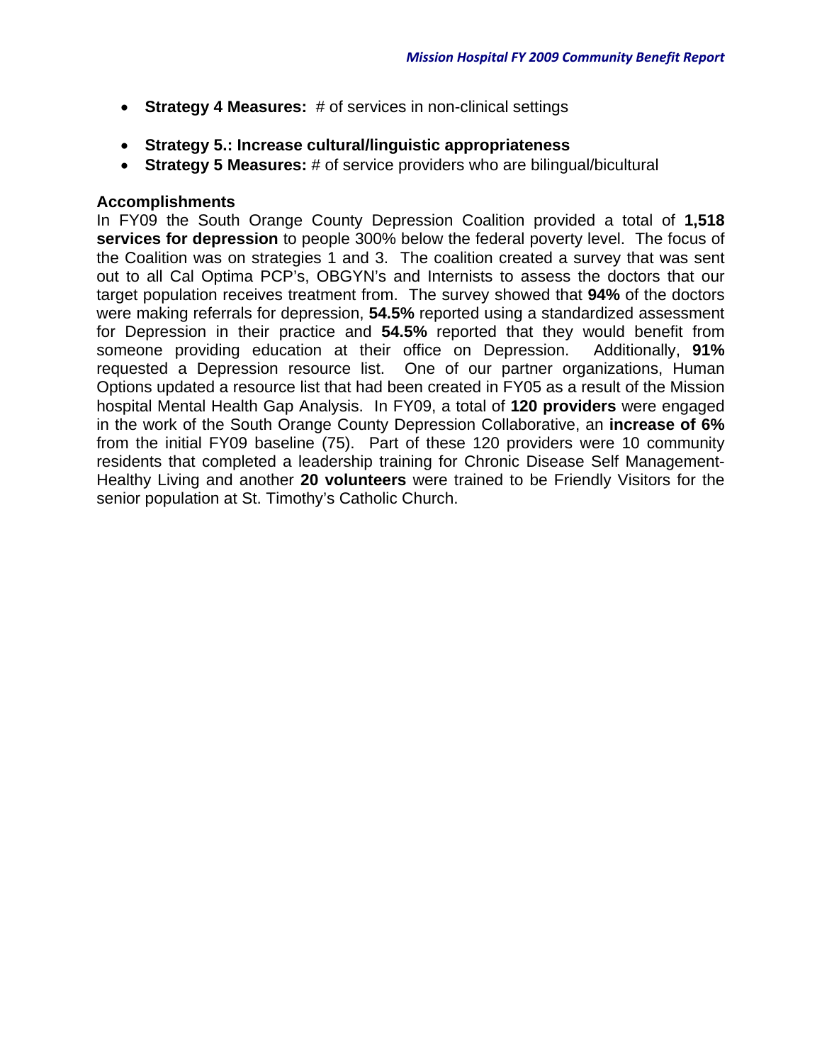- **Strategy 4 Measures:** # of services in non-clinical settings

- **Strategy 5.: Increase cultural/linguistic appropriateness**
- **Strategy 5 Measures:** # of service providers who are bilingual/bicultural

**Accomplishments**

In FY09 the South Orange County Depression Coalition provided a total of **1,518 services for depression** to people 300% below the federal poverty level. The focus of the Coalition was on strategies 1 and 3. The coalition created a survey that was sent out to all Cal Optima PCP's, OBGYN's and Internists to assess the doctors that our target population receives treatment from. The survey showed that **94%** of the doctors were making referrals for depression, **54.5%** reported using a standardized assessment for Depression in their practice and **54.5%** reported that they would benefit from someone providing education at their office on Depression. Additionally, **91%** requested a Depression resource list. One of our partner organizations, Human Options updated a resource list that had been created in FY05 as a result of the Mission hospital Mental Health Gap Analysis. In FY09, a total of **120 providers** were engaged in the work of the South Orange County Depression Collaborative, an **increase of 6%** from the initial FY09 baseline (75). Part of these 120 providers were 10 community residents that completed a leadership training for Chronic Disease Self Management-Healthy Living and another **20 volunteers** were trained to be Friendly Visitors for the senior population at St. Timothy's Catholic Church.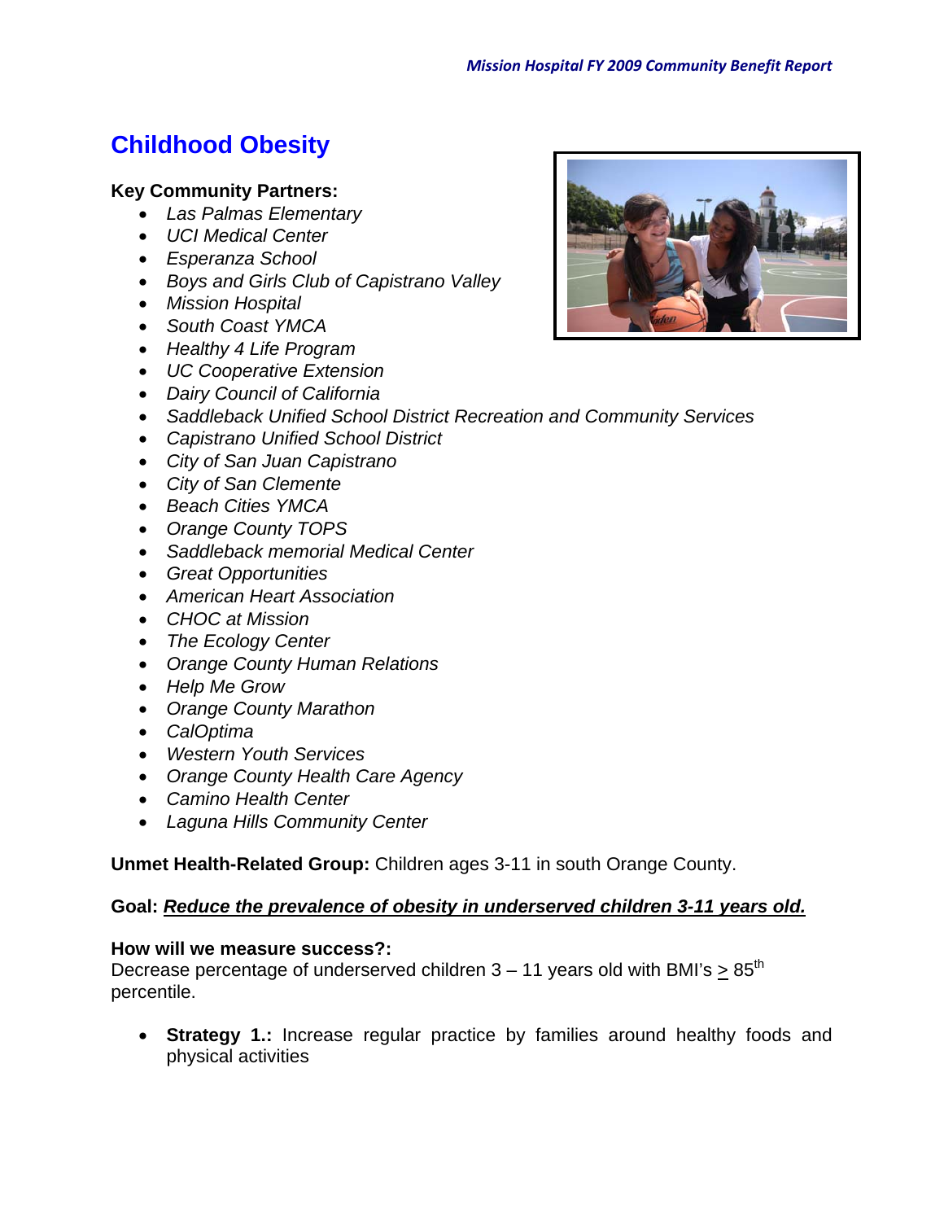# Childhood Obesity

**Key Community Partners:**

- *Las Palmas Elementary*
- *UCI Medical Center*
- *Esperanza School*
- *Boys and Girls Club of Capistrano Valley*
- *Mission Hospital*
- *South Coast YMCA*
- *Healthy 4 Life Program*
- *UC Cooperative Extension*
- *Dairy Council of California*
- *Saddleback Unified School District Recreation and Community Services*
- *Capistrano Unified School District*
- *City of San Juan Capistrano*
- *City of San Clemente*
- *Beach Cities YMCA*
- *Orange County TOPS*
- *Saddleback memorial Medical Center*
- *Great Opportunities*
- *American Heart Association*
- *CHOC at Mission*
- *The Ecology Center*
- *Orange County Human Relations*
- *Help Me Grow*
- *Orange County Marathon*
- *CalOptima*
- *Western Youth Services*
- *Orange County Health Care Agency*
- *Camino Health Center*
- *Laguna Hills Community Center*

**Unmet Health-Related Group:** Children ages 3-11 in south Orange County.

**Goal:** ***Reduce the prevalence of obesity in underserved children 3-11 years old.***

**How will we measure success?:**
Decrease percentage of underserved children 3 – 11 years old with BMI's $\geq 85^{th}$ percentile.

- **Strategy 1.:** Increase regular practice by families around healthy foods and physical activities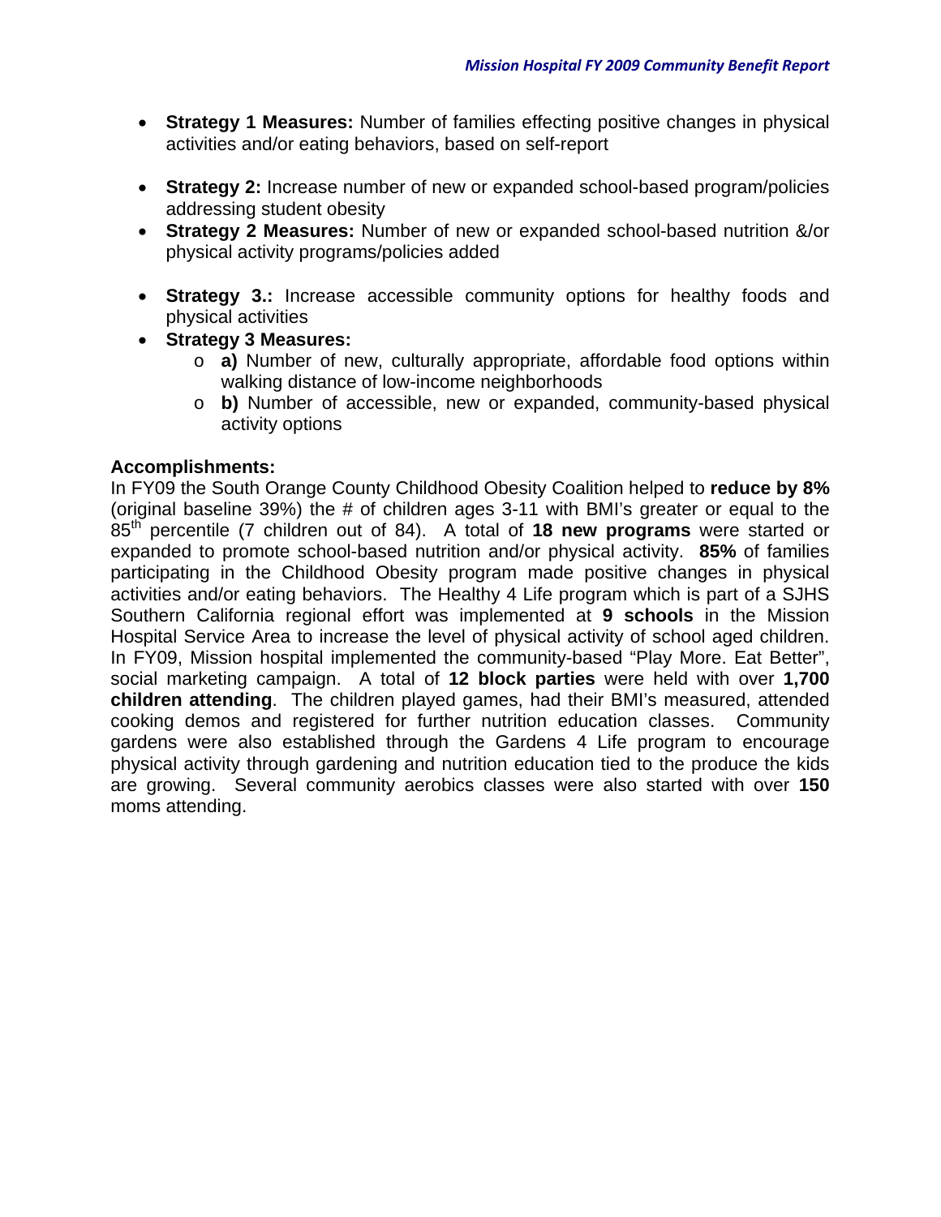- **Strategy 1 Measures:** Number of families effecting positive changes in physical activities and/or eating behaviors, based on self-report

- **Strategy 2:** Increase number of new or expanded school-based program/policies addressing student obesity
- **Strategy 2 Measures:** Number of new or expanded school-based nutrition &/or physical activity programs/policies added

- **Strategy 3.:** Increase accessible community options for healthy foods and physical activities
- **Strategy 3 Measures:**
  - **a)** Number of new, culturally appropriate, affordable food options within walking distance of low-income neighborhoods
  - **b)** Number of accessible, new or expanded, community-based physical activity options

**Accomplishments:**
In FY09 the South Orange County Childhood Obesity Coalition helped to **reduce by 8%** (original baseline 39%) the # of children ages 3-11 with BMI's greater or equal to the 85th percentile (7 children out of 84). A total of **18 new programs** were started or expanded to promote school-based nutrition and/or physical activity. **85%** of families participating in the Childhood Obesity program made positive changes in physical activities and/or eating behaviors. The Healthy 4 Life program which is part of a SJHS Southern California regional effort was implemented at **9 schools** in the Mission Hospital Service Area to increase the level of physical activity of school aged children. In FY09, Mission hospital implemented the community-based "Play More. Eat Better", social marketing campaign. A total of **12 block parties** were held with over **1,700 children attending**. The children played games, had their BMI's measured, attended cooking demos and registered for further nutrition education classes. Community gardens were also established through the Gardens 4 Life program to encourage physical activity through gardening and nutrition education tied to the produce the kids are growing. Several community aerobics classes were also started with over **150** moms attending.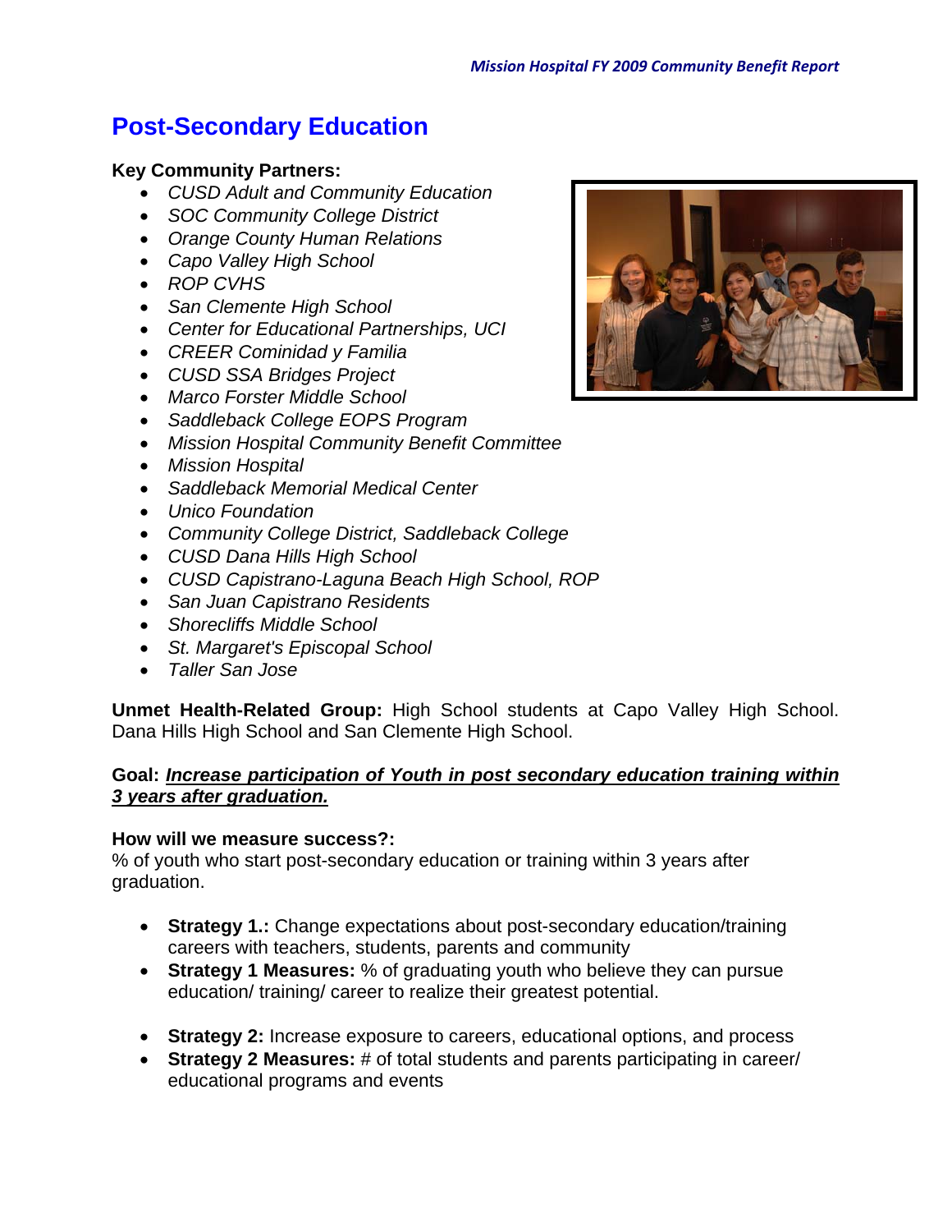# Post-Secondary Education

**Key Community Partners:**

- *CUSD Adult and Community Education*
- *SOC Community College District*
- *Orange County Human Relations*
- *Capo Valley High School*
- *ROP CVHS*
- *San Clemente High School*
- *Center for Educational Partnerships, UCI*
- *CREER Cominidad y Familia*
- *CUSD SSA Bridges Project*
- *Marco Forster Middle School*
- *Saddleback College EOPS Program*
- *Mission Hospital Community Benefit Committee*
- *Mission Hospital*
- *Saddleback Memorial Medical Center*
- *Unico Foundation*
- *Community College District, Saddleback College*
- *CUSD Dana Hills High School*
- *CUSD Capistrano-Laguna Beach High School, ROP*
- *San Juan Capistrano Residents*
- *Shorecliffs Middle School*
- *St. Margaret's Episcopal School*
- *Taller San Jose*

**Unmet Health-Related Group:** High School students at Capo Valley High School. Dana Hills High School and San Clemente High School.

**Goal:** ***<u>Increase participation of Youth in post secondary education training within 3 years after graduation.</u>***

**How will we measure success?:**
% of youth who start post-secondary education or training within 3 years after graduation.

- **Strategy 1.:** Change expectations about post-secondary education/training careers with teachers, students, parents and community
- **Strategy 1 Measures:** % of graduating youth who believe they can pursue education/ training/ career to realize their greatest potential.

- **Strategy 2:** Increase exposure to careers, educational options, and process
- **Strategy 2 Measures:** # of total students and parents participating in career/ educational programs and events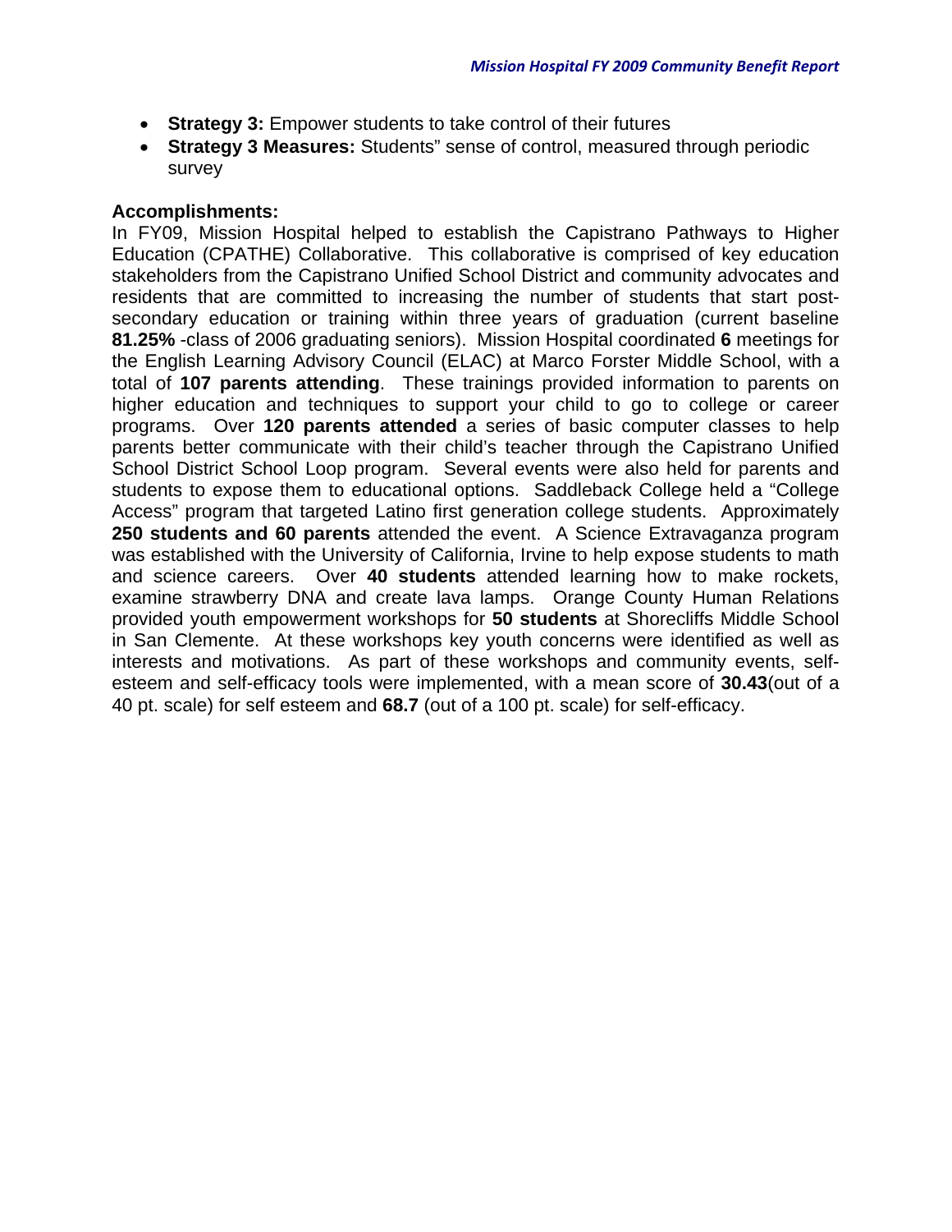- **Strategy 3:** Empower students to take control of their futures
- **Strategy 3 Measures:** Students" sense of control, measured through periodic survey

**Accomplishments:**

In FY09, Mission Hospital helped to establish the Capistrano Pathways to Higher Education (CPATHE) Collaborative. This collaborative is comprised of key education stakeholders from the Capistrano Unified School District and community advocates and residents that are committed to increasing the number of students that start post-secondary education or training within three years of graduation (current baseline **81.25%** -class of 2006 graduating seniors). Mission Hospital coordinated **6** meetings for the English Learning Advisory Council (ELAC) at Marco Forster Middle School, with a total of **107 parents attending**. These trainings provided information to parents on higher education and techniques to support your child to go to college or career programs. Over **120 parents attended** a series of basic computer classes to help parents better communicate with their child's teacher through the Capistrano Unified School District School Loop program. Several events were also held for parents and students to expose them to educational options. Saddleback College held a "College Access" program that targeted Latino first generation college students. Approximately **250 students and 60 parents** attended the event. A Science Extravaganza program was established with the University of California, Irvine to help expose students to math and science careers. Over **40 students** attended learning how to make rockets, examine strawberry DNA and create lava lamps. Orange County Human Relations provided youth empowerment workshops for **50 students** at Shorecliffs Middle School in San Clemente. At these workshops key youth concerns were identified as well as interests and motivations. As part of these workshops and community events, self-esteem and self-efficacy tools were implemented, with a mean score of **30.43**(out of a 40 pt. scale) for self esteem and **68.7** (out of a 100 pt. scale) for self-efficacy.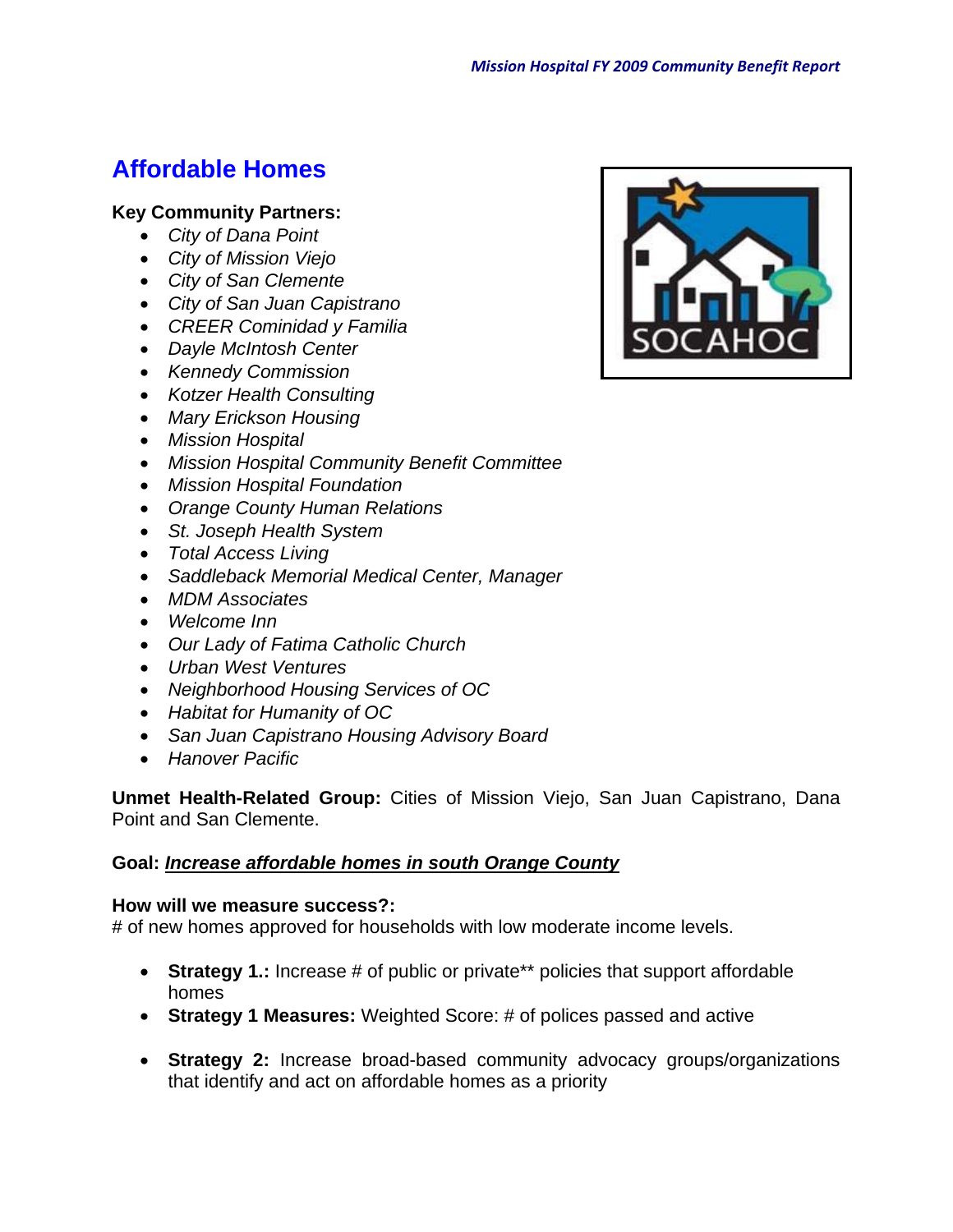## Affordable Homes

**Key Community Partners:**

- *City of Dana Point*
- *City of Mission Viejo*
- *City of San Clemente*
- *City of San Juan Capistrano*
- *CREER Cominidad y Familia*
- *Dayle McIntosh Center*
- *Kennedy Commission*
- *Kotzer Health Consulting*
- *Mary Erickson Housing*
- *Mission Hospital*
- *Mission Hospital Community Benefit Committee*
- *Mission Hospital Foundation*
- *Orange County Human Relations*
- *St. Joseph Health System*
- *Total Access Living*
- *Saddleback Memorial Medical Center, Manager*
- *MDM Associates*
- *Welcome Inn*
- *Our Lady of Fatima Catholic Church*
- *Urban West Ventures*
- *Neighborhood Housing Services of OC*
- *Habitat for Humanity of OC*
- *San Juan Capistrano Housing Advisory Board*
- *Hanover Pacific*

**Unmet Health-Related Group:** Cities of Mission Viejo, San Juan Capistrano, Dana Point and San Clemente.

**Goal:** ***Increase affordable homes in south Orange County***

**How will we measure success?:**
# of new homes approved for households with low moderate income levels.

- **Strategy 1.:** Increase # of public or private** policies that support affordable homes
- **Strategy 1 Measures:** Weighted Score: # of polices passed and active

- **Strategy 2:** Increase broad-based community advocacy groups/organizations that identify and act on affordable homes as a priority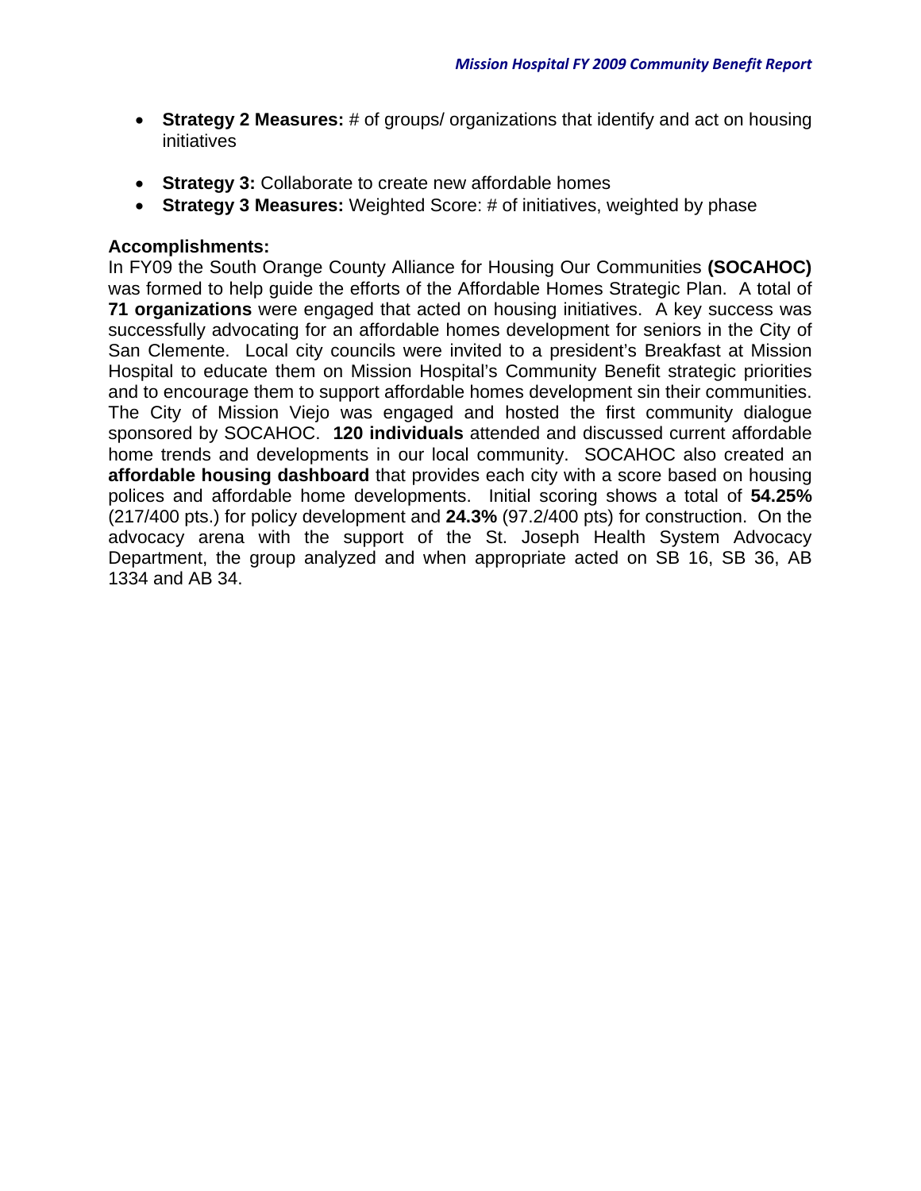- **Strategy 2 Measures:** # of groups/ organizations that identify and act on housing initiatives

- **Strategy 3:** Collaborate to create new affordable homes
- **Strategy 3 Measures:** Weighted Score: # of initiatives, weighted by phase

**Accomplishments:**

In FY09 the South Orange County Alliance for Housing Our Communities **(SOCAHOC)** was formed to help guide the efforts of the Affordable Homes Strategic Plan. A total of **71 organizations** were engaged that acted on housing initiatives. A key success was successfully advocating for an affordable homes development for seniors in the City of San Clemente. Local city councils were invited to a president's Breakfast at Mission Hospital to educate them on Mission Hospital's Community Benefit strategic priorities and to encourage them to support affordable homes development sin their communities. The City of Mission Viejo was engaged and hosted the first community dialogue sponsored by SOCAHOC. **120 individuals** attended and discussed current affordable home trends and developments in our local community. SOCAHOC also created an **affordable housing dashboard** that provides each city with a score based on housing polices and affordable home developments. Initial scoring shows a total of **54.25%** (217/400 pts.) for policy development and **24.3%** (97.2/400 pts) for construction. On the advocacy arena with the support of the St. Joseph Health System Advocacy Department, the group analyzed and when appropriate acted on SB 16, SB 36, AB 1334 and AB 34.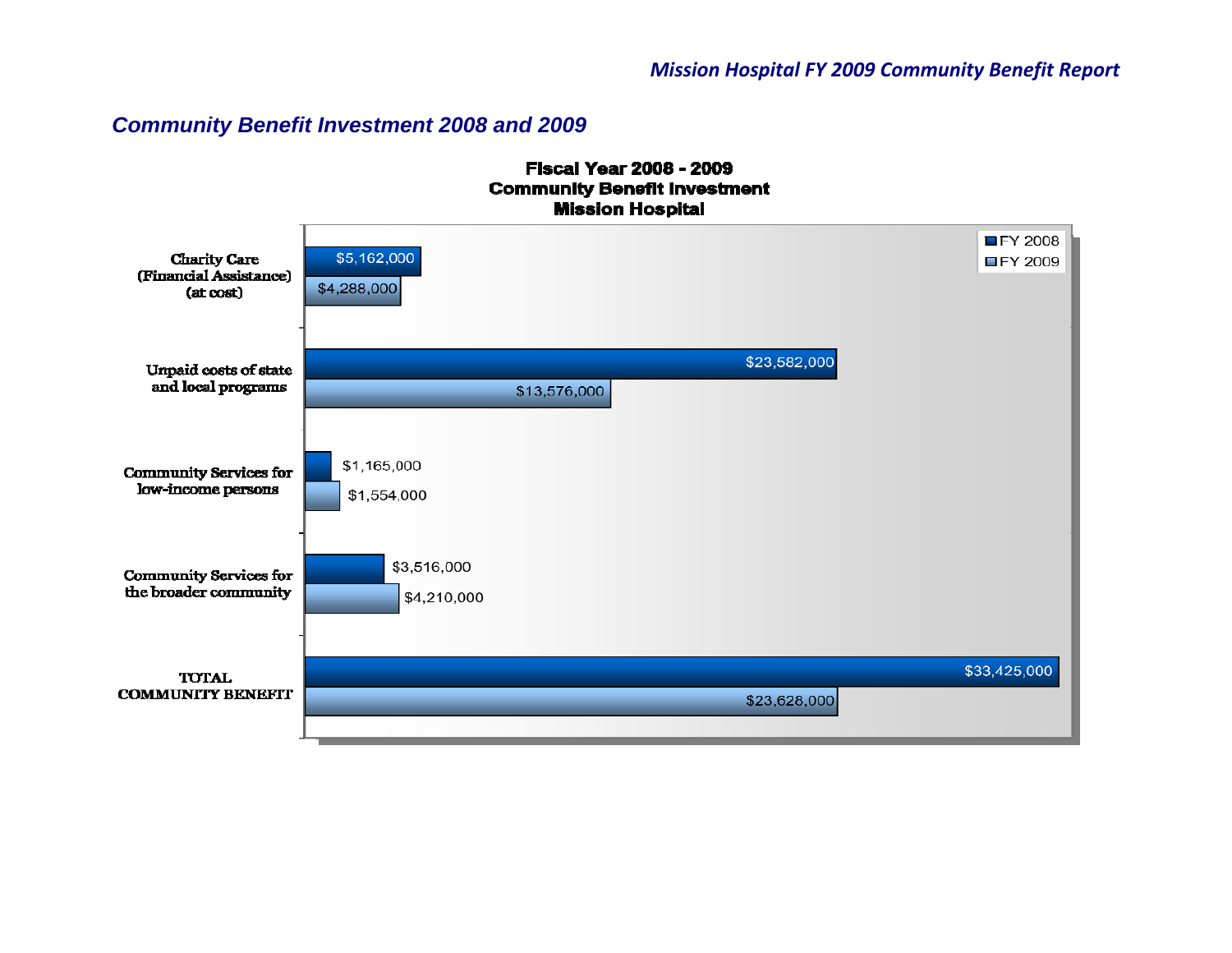## *Community Benefit Investment 2008 and 2009*

**Fiscal Year 2008 - 2009**
**Community Benefit Investment**
**Mission Hospital**

| Category | FY 2008 | FY 2009 |
|---|---|---|
| Charity Care (Financial Assistance) (at cost) | $5,162,000 | $4,288,000 |
| Unpaid costs of state and local programs | $23,582,000 | $13,576,000 |
| Community Services for low-income persons | $1,165,000 | $1,554,000 |
| Community Services for the broader community | $3,516,000 | $4,210,000 |
| TOTAL COMMUNITY BENEFIT | $33,425,000 | $23,628,000 |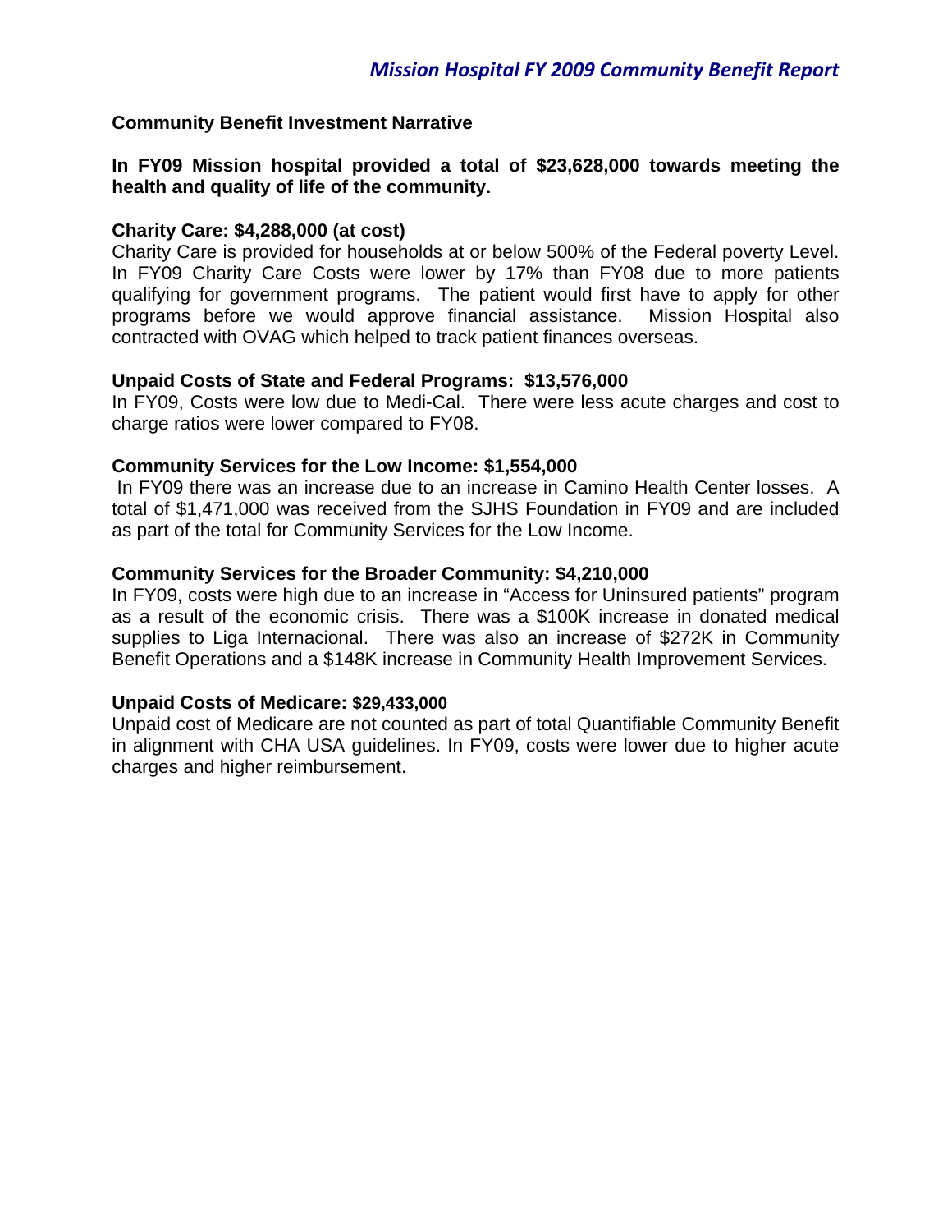## Community Benefit Investment Narrative

**In FY09 Mission hospital provided a total of $23,628,000 towards meeting the health and quality of life of the community.**

**Charity Care: $4,288,000 (at cost)**

Charity Care is provided for households at or below 500% of the Federal poverty Level. In FY09 Charity Care Costs were lower by 17% than FY08 due to more patients qualifying for government programs. The patient would first have to apply for other programs before we would approve financial assistance. Mission Hospital also contracted with OVAG which helped to track patient finances overseas.

**Unpaid Costs of State and Federal Programs: $13,576,000**

In FY09, Costs were low due to Medi-Cal. There were less acute charges and cost to charge ratios were lower compared to FY08.

**Community Services for the Low Income: $1,554,000**

In FY09 there was an increase due to an increase in Camino Health Center losses. A total of $1,471,000 was received from the SJHS Foundation in FY09 and are included as part of the total for Community Services for the Low Income.

**Community Services for the Broader Community: $4,210,000**

In FY09, costs were high due to an increase in "Access for Uninsured patients" program as a result of the economic crisis. There was a $100K increase in donated medical supplies to Liga Internacional. There was also an increase of $272K in Community Benefit Operations and a $148K increase in Community Health Improvement Services.

**Unpaid Costs of Medicare: $29,433,000**

Unpaid cost of Medicare are not counted as part of total Quantifiable Community Benefit in alignment with CHA USA guidelines. In FY09, costs were lower due to higher acute charges and higher reimbursement.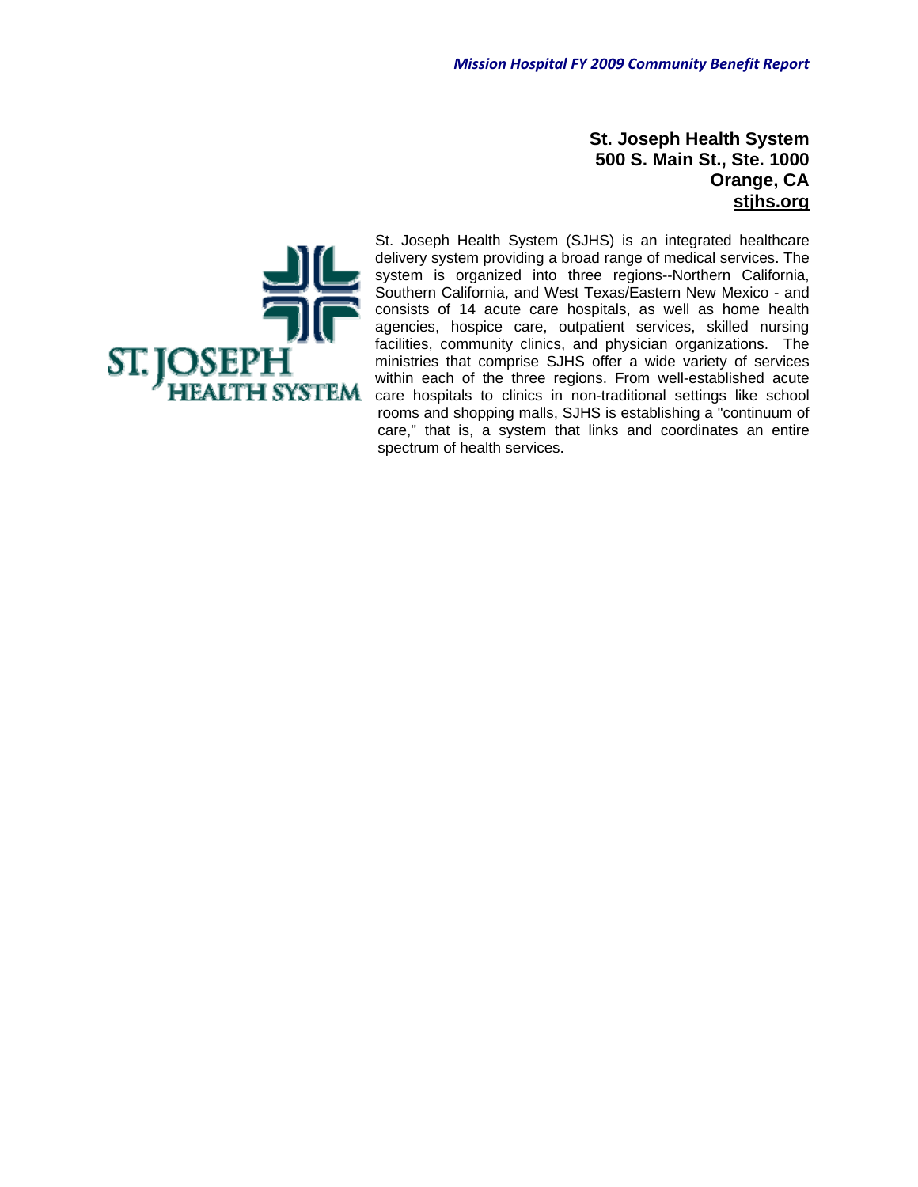**St. Joseph Health System**
**500 S. Main St., Ste. 1000**
**Orange, CA**
**stjhs.org**

ST. JOSEPH HEALTH SYSTEM

St. Joseph Health System (SJHS) is an integrated healthcare delivery system providing a broad range of medical services. The system is organized into three regions--Northern California, Southern California, and West Texas/Eastern New Mexico - and consists of 14 acute care hospitals, as well as home health agencies, hospice care, outpatient services, skilled nursing facilities, community clinics, and physician organizations. The ministries that comprise SJHS offer a wide variety of services within each of the three regions. From well-established acute care hospitals to clinics in non-traditional settings like school rooms and shopping malls, SJHS is establishing a "continuum of care," that is, a system that links and coordinates an entire spectrum of health services.